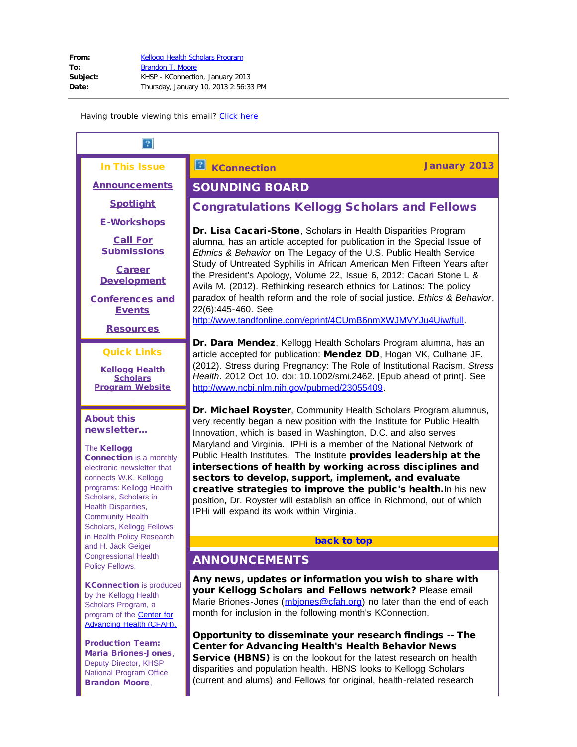**From:** Kellogg Health Scholars Program
**To:** Brandon T. Moore
**Subject:** KHSP - KConnection, January 2013
**Date:** Thursday, January 10, 2013 2:56:33 PM

Having trouble viewing this email? Click here

**In This Issue**

Announcements

Spotlight

E-Workshops

Call For Submissions

Career Development

Conferences and Events

Resources

**Quick Links**

Kellogg Health Scholars Program Website

**About this newsletter...**

The **Kellogg Connection** is a monthly electronic newsletter that connects W.K. Kellogg programs: Kellogg Health Scholars, Scholars in Health Disparities, Community Health Scholars, Kellogg Fellows in Health Policy Research and H. Jack Geiger Congressional Health Policy Fellows.

**KConnection** is produced by the Kellogg Health Scholars Program, a program of the Center for Advancing Health (CFAH).

**Production Team:**
**Maria Briones-Jones**, Deputy Director, KHSP National Program Office
**Brandon Moore**,

**KConnection** — **January 2013**

## SOUNDING BOARD

### Congratulations Kellogg Scholars and Fellows

**Dr. Lisa Cacari-Stone**, Scholars in Health Disparities Program alumna, has an article accepted for publication in the Special Issue of *Ethnics & Behavior* on The Legacy of the U.S. Public Health Service Study of Untreated Syphilis in African American Men Fifteen Years after the President's Apology, Volume 22, Issue 6, 2012: Cacari Stone L & Avila M. (2012). Rethinking research ethnics for Latinos: The policy paradox of health reform and the role of social justice. *Ethics & Behavior*, 22(6):445-460. See http://www.tandfonline.com/eprint/4CUmB6nmXWJMVYJu4Uiw/full.

**Dr. Dara Mendez**, Kellogg Health Scholars Program alumna, has an article accepted for publication: **Mendez DD**, Hogan VK, Culhane JF. (2012). Stress during Pregnancy: The Role of Institutional Racism. *Stress Health*. 2012 Oct 10. doi: 10.1002/smi.2462. [Epub ahead of print]. See http://www.ncbi.nlm.nih.gov/pubmed/23055409.

**Dr. Michael Royster**, Community Health Scholars Program alumnus, very recently began a new position with the Institute for Public Health Innovation, which is based in Washington, D.C. and also serves Maryland and Virginia. IPHi is a member of the National Network of Public Health Institutes. The Institute **provides leadership at the intersections of health by working across disciplines and sectors to develop, support, implement, and evaluate creative strategies to improve the public's health.** In his new position, Dr. Royster will establish an office in Richmond, out of which IPHi will expand its work within Virginia.

back to top

## ANNOUNCEMENTS

**Any news, updates or information you wish to share with your Kellogg Scholars and Fellows network?** Please email Marie Briones-Jones (mbjones@cfah.org) no later than the end of each month for inclusion in the following month's KConnection.

**Opportunity to disseminate your research findings -- The Center for Advancing Health's Health Behavior News Service (HBNS)** is on the lookout for the latest research on health disparities and population health. HBNS looks to Kellogg Scholars (current and alums) and Fellows for original, health-related research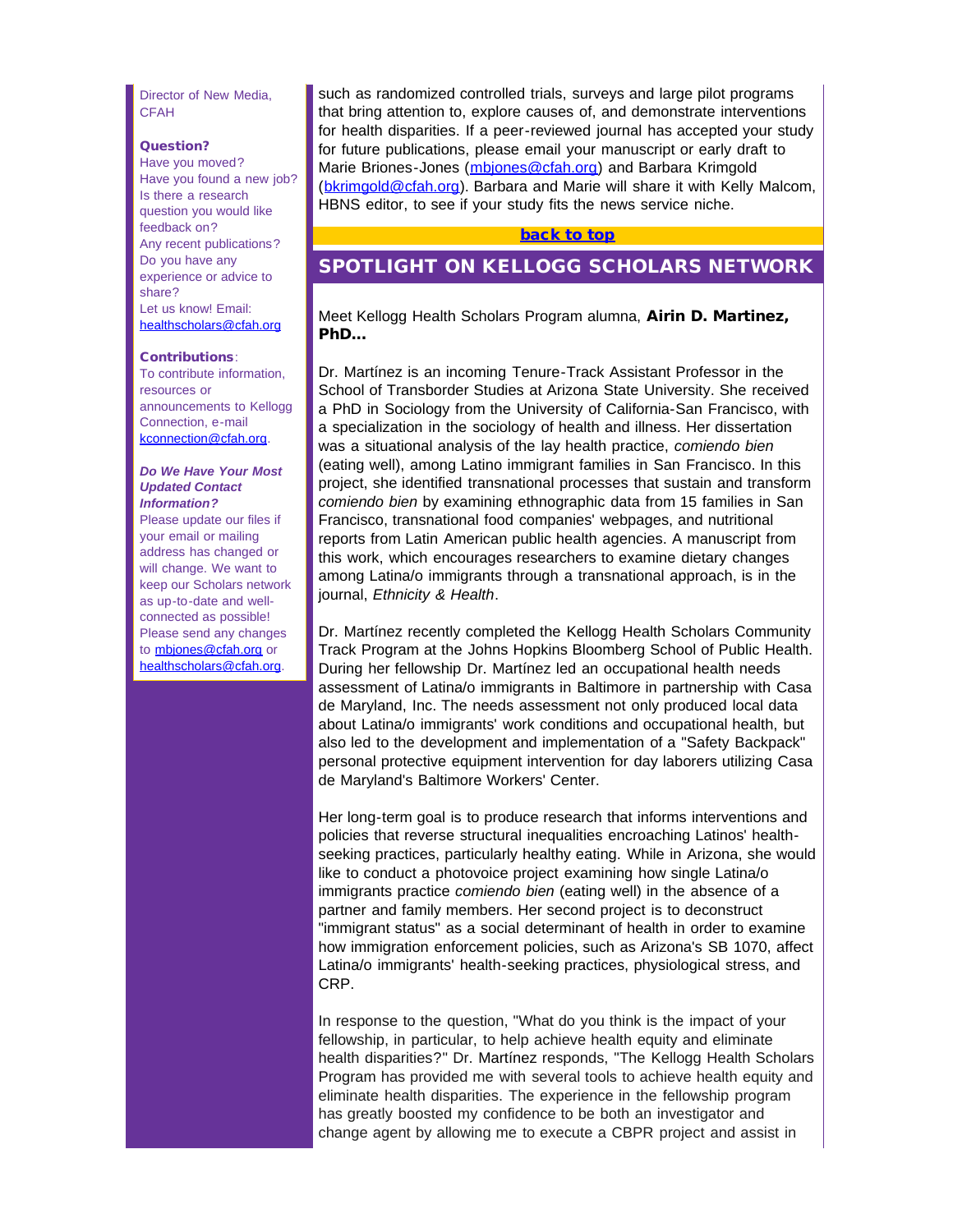Director of New Media, CFAH

**Question?**

Have you moved?
Have you found a new job?
Is there a research question you would like feedback on?
Any recent publications?
Do you have any experience or advice to share?
Let us know! Email: healthscholars@cfah.org

**Contributions**:

To contribute information, resources or announcements to Kellogg Connection, e-mail kconnection@cfah.org.

***Do We Have Your Most Updated Contact Information?***

Please update our files if your email or mailing address has changed or will change. We want to keep our Scholars network as up-to-date and well-connected as possible! Please send any changes to mbjones@cfah.org or healthscholars@cfah.org.

such as randomized controlled trials, surveys and large pilot programs that bring attention to, explore causes of, and demonstrate interventions for health disparities. If a peer-reviewed journal has accepted your study for future publications, please email your manuscript or early draft to Marie Briones-Jones (mbjones@cfah.org) and Barbara Krimgold (bkrimgold@cfah.org). Barbara and Marie will share it with Kelly Malcom, HBNS editor, to see if your study fits the news service niche.

**back to top**

## SPOTLIGHT ON KELLOGG SCHOLARS NETWORK

Meet Kellogg Health Scholars Program alumna, **Airin D. Martinez, PhD...**

Dr. Martínez is an incoming Tenure-Track Assistant Professor in the School of Transborder Studies at Arizona State University. She received a PhD in Sociology from the University of California-San Francisco, with a specialization in the sociology of health and illness. Her dissertation was a situational analysis of the lay health practice, *comiendo bien* (eating well), among Latino immigrant families in San Francisco. In this project, she identified transnational processes that sustain and transform *comiendo bien* by examining ethnographic data from 15 families in San Francisco, transnational food companies' webpages, and nutritional reports from Latin American public health agencies. A manuscript from this work, which encourages researchers to examine dietary changes among Latina/o immigrants through a transnational approach, is in the journal, *Ethnicity & Health*.

Dr. Martínez recently completed the Kellogg Health Scholars Community Track Program at the Johns Hopkins Bloomberg School of Public Health. During her fellowship Dr. Martínez led an occupational health needs assessment of Latina/o immigrants in Baltimore in partnership with Casa de Maryland, Inc. The needs assessment not only produced local data about Latina/o immigrants' work conditions and occupational health, but also led to the development and implementation of a "Safety Backpack" personal protective equipment intervention for day laborers utilizing Casa de Maryland's Baltimore Workers' Center.

Her long-term goal is to produce research that informs interventions and policies that reverse structural inequalities encroaching Latinos' health-seeking practices, particularly healthy eating. While in Arizona, she would like to conduct a photovoice project examining how single Latina/o immigrants practice *comiendo bien* (eating well) in the absence of a partner and family members. Her second project is to deconstruct "immigrant status" as a social determinant of health in order to examine how immigration enforcement policies, such as Arizona's SB 1070, affect Latina/o immigrants' health-seeking practices, physiological stress, and CRP.

In response to the question, "What do you think is the impact of your fellowship, in particular, to help achieve health equity and eliminate health disparities?" Dr. Martínez responds, "The Kellogg Health Scholars Program has provided me with several tools to achieve health equity and eliminate health disparities. The experience in the fellowship program has greatly boosted my confidence to be both an investigator and change agent by allowing me to execute a CBPR project and assist in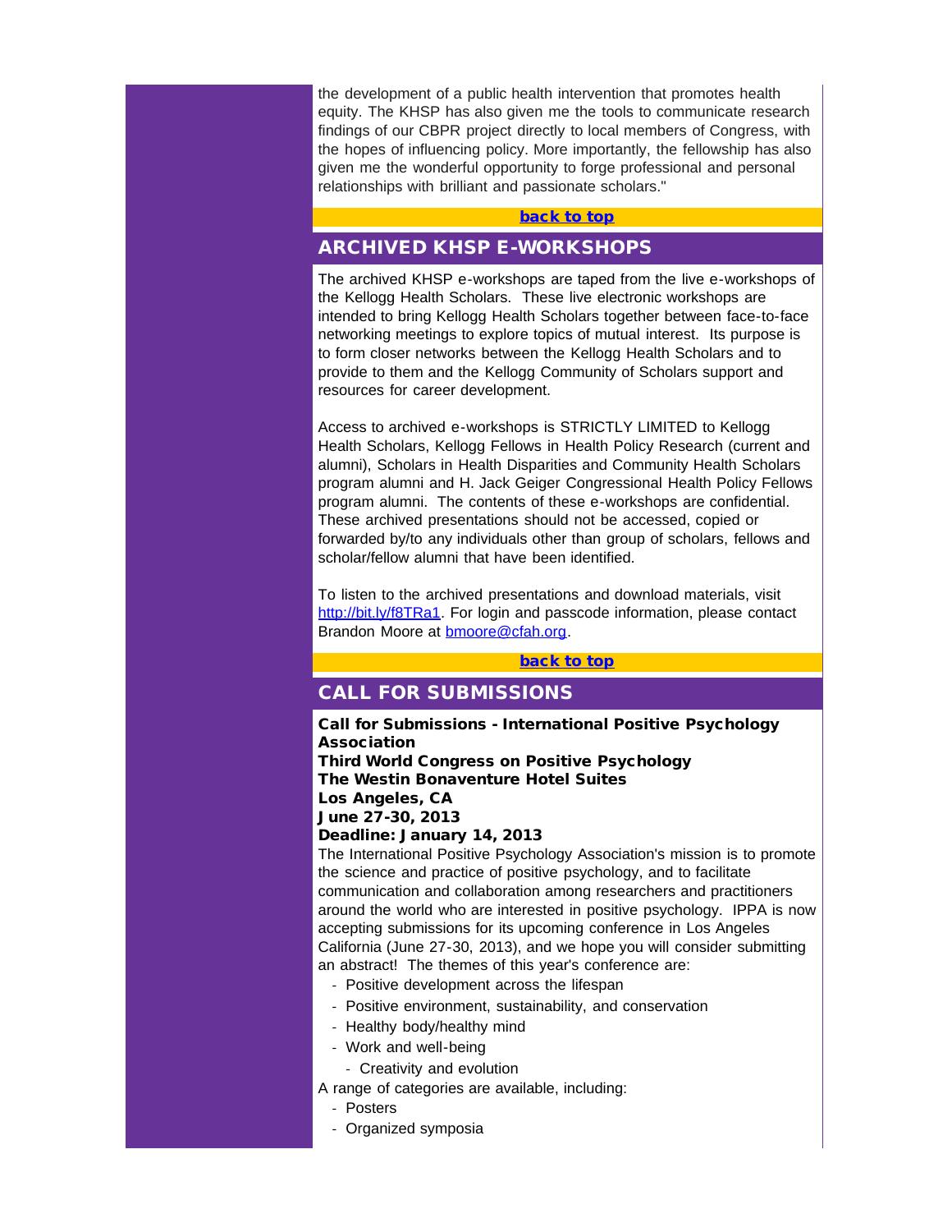the development of a public health intervention that promotes health equity. The KHSP has also given me the tools to communicate research findings of our CBPR project directly to local members of Congress, with the hopes of influencing policy. More importantly, the fellowship has also given me the wonderful opportunity to forge professional and personal relationships with brilliant and passionate scholars."

**back to top**

## ARCHIVED KHSP E-WORKSHOPS

The archived KHSP e-workshops are taped from the live e-workshops of the Kellogg Health Scholars. These live electronic workshops are intended to bring Kellogg Health Scholars together between face-to-face networking meetings to explore topics of mutual interest. Its purpose is to form closer networks between the Kellogg Health Scholars and to provide to them and the Kellogg Community of Scholars support and resources for career development.

Access to archived e-workshops is STRICTLY LIMITED to Kellogg Health Scholars, Kellogg Fellows in Health Policy Research (current and alumni), Scholars in Health Disparities and Community Health Scholars program alumni and H. Jack Geiger Congressional Health Policy Fellows program alumni. The contents of these e-workshops are confidential. These archived presentations should not be accessed, copied or forwarded by/to any individuals other than group of scholars, fellows and scholar/fellow alumni that have been identified.

To listen to the archived presentations and download materials, visit http://bit.ly/f8TRa1. For login and passcode information, please contact Brandon Moore at bmoore@cfah.org.

**back to top**

## CALL FOR SUBMISSIONS

**Call for Submissions - International Positive Psychology Association**
**Third World Congress on Positive Psychology**
**The Westin Bonaventure Hotel Suites**
**Los Angeles, CA**
**June 27-30, 2013**
**Deadline: January 14, 2013**

The International Positive Psychology Association's mission is to promote the science and practice of positive psychology, and to facilitate communication and collaboration among researchers and practitioners around the world who are interested in positive psychology. IPPA is now accepting submissions for its upcoming conference in Los Angeles California (June 27-30, 2013), and we hope you will consider submitting an abstract! The themes of this year's conference are:

- Positive development across the lifespan
- Positive environment, sustainability, and conservation
- Healthy body/healthy mind
- Work and well-being
- Creativity and evolution

A range of categories are available, including:

- Posters
- Organized symposia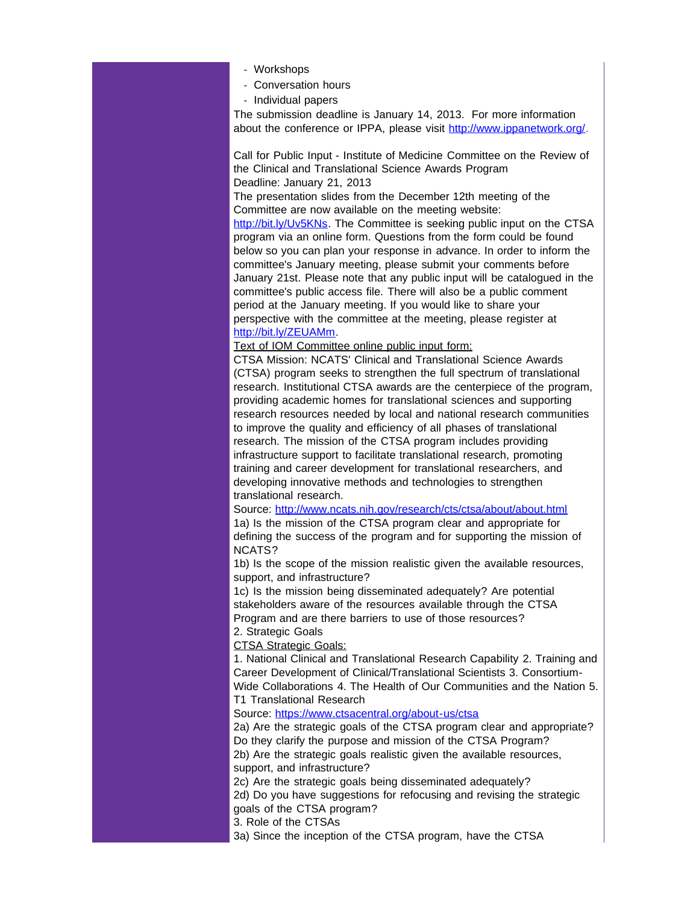- Workshops
- Conversation hours
- Individual papers

The submission deadline is January 14, 2013. For more information about the conference or IPPA, please visit http://www.ippanetwork.org/.

Call for Public Input - Institute of Medicine Committee on the Review of the Clinical and Translational Science Awards Program
Deadline: January 21, 2013

The presentation slides from the December 12th meeting of the Committee are now available on the meeting website: http://bit.ly/Uv5KNs. The Committee is seeking public input on the CTSA program via an online form. Questions from the form could be found below so you can plan your response in advance. In order to inform the committee's January meeting, please submit your comments before January 21st. Please note that any public input will be catalogued in the committee's public access file. There will also be a public comment period at the January meeting. If you would like to share your perspective with the committee at the meeting, please register at http://bit.ly/ZEUAMm.

Text of IOM Committee online public input form:

CTSA Mission: NCATS' Clinical and Translational Science Awards (CTSA) program seeks to strengthen the full spectrum of translational research. Institutional CTSA awards are the centerpiece of the program, providing academic homes for translational sciences and supporting research resources needed by local and national research communities to improve the quality and efficiency of all phases of translational research. The mission of the CTSA program includes providing infrastructure support to facilitate translational research, promoting training and career development for translational researchers, and developing innovative methods and technologies to strengthen translational research.

Source: http://www.ncats.nih.gov/research/cts/ctsa/about/about.html

1a) Is the mission of the CTSA program clear and appropriate for defining the success of the program and for supporting the mission of NCATS?

1b) Is the scope of the mission realistic given the available resources, support, and infrastructure?

1c) Is the mission being disseminated adequately? Are potential stakeholders aware of the resources available through the CTSA Program and are there barriers to use of those resources?

2. Strategic Goals

CTSA Strategic Goals:

1. National Clinical and Translational Research Capability 2. Training and Career Development of Clinical/Translational Scientists 3. Consortium-Wide Collaborations 4. The Health of Our Communities and the Nation 5. T1 Translational Research

Source: https://www.ctsacentral.org/about-us/ctsa

2a) Are the strategic goals of the CTSA program clear and appropriate? Do they clarify the purpose and mission of the CTSA Program?

2b) Are the strategic goals realistic given the available resources, support, and infrastructure?

2c) Are the strategic goals being disseminated adequately?

2d) Do you have suggestions for refocusing and revising the strategic goals of the CTSA program?

3. Role of the CTSAs

3a) Since the inception of the CTSA program, have the CTSA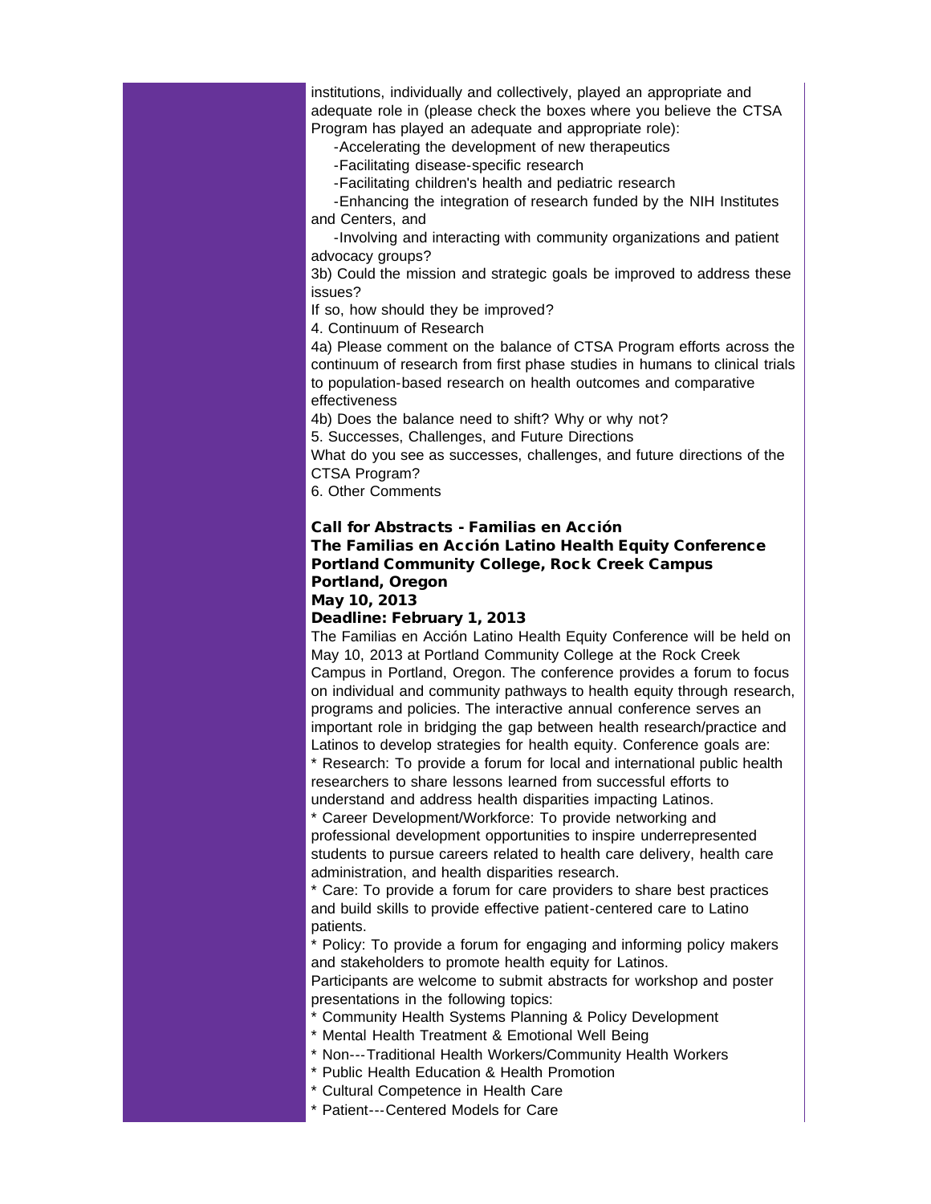institutions, individually and collectively, played an appropriate and adequate role in (please check the boxes where you believe the CTSA Program has played an adequate and appropriate role):

-Accelerating the development of new therapeutics

-Facilitating disease-specific research

-Facilitating children's health and pediatric research

-Enhancing the integration of research funded by the NIH Institutes and Centers, and

-Involving and interacting with community organizations and patient advocacy groups?

3b) Could the mission and strategic goals be improved to address these issues?

If so, how should they be improved?

4. Continuum of Research

4a) Please comment on the balance of CTSA Program efforts across the continuum of research from first phase studies in humans to clinical trials to population-based research on health outcomes and comparative effectiveness

4b) Does the balance need to shift? Why or why not?

5. Successes, Challenges, and Future Directions

What do you see as successes, challenges, and future directions of the CTSA Program?

6. Other Comments

**Call for Abstracts - Familias en Acción**
**The Familias en Acción Latino Health Equity Conference**
**Portland Community College, Rock Creek Campus**
**Portland, Oregon**
**May 10, 2013**
**Deadline: February 1, 2013**

The Familias en Acción Latino Health Equity Conference will be held on May 10, 2013 at Portland Community College at the Rock Creek Campus in Portland, Oregon. The conference provides a forum to focus on individual and community pathways to health equity through research, programs and policies. The interactive annual conference serves an important role in bridging the gap between health research/practice and Latinos to develop strategies for health equity. Conference goals are:

* Research: To provide a forum for local and international public health researchers to share lessons learned from successful efforts to understand and address health disparities impacting Latinos.
* Career Development/Workforce: To provide networking and professional development opportunities to inspire underrepresented students to pursue careers related to health care delivery, health care administration, and health disparities research.
* Care: To provide a forum for care providers to share best practices and build skills to provide effective patient-centered care to Latino patients.
* Policy: To provide a forum for engaging and informing policy makers and stakeholders to promote health equity for Latinos.

Participants are welcome to submit abstracts for workshop and poster presentations in the following topics:

* Community Health Systems Planning & Policy Development
* Mental Health Treatment & Emotional Well Being
* Non---Traditional Health Workers/Community Health Workers
* Public Health Education & Health Promotion
* Cultural Competence in Health Care
* Patient---Centered Models for Care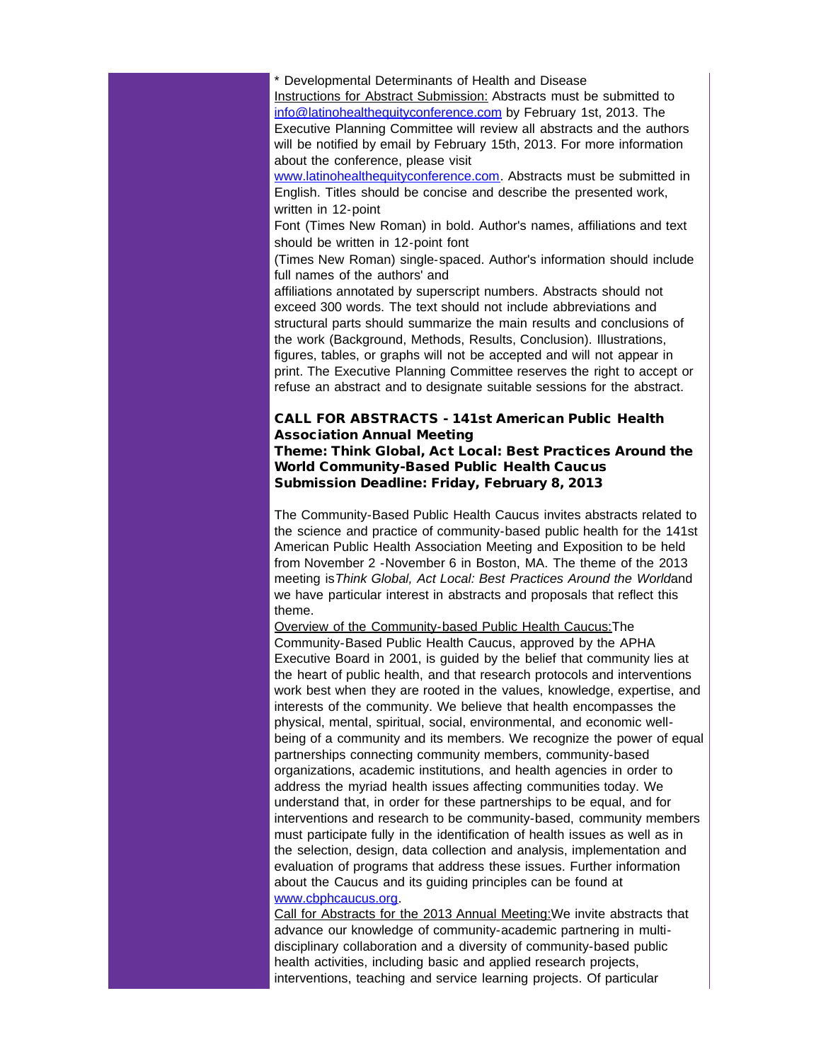* Developmental Determinants of Health and Disease

Instructions for Abstract Submission: Abstracts must be submitted to info@latinohealthequityconference.com by February 1st, 2013. The Executive Planning Committee will review all abstracts and the authors will be notified by email by February 15th, 2013. For more information about the conference, please visit www.latinohealthequityconference.com. Abstracts must be submitted in English. Titles should be concise and describe the presented work, written in 12-point Font (Times New Roman) in bold. Author's names, affiliations and text should be written in 12-point font (Times New Roman) single-spaced. Author's information should include full names of the authors' and affiliations annotated by superscript numbers. Abstracts should not exceed 300 words. The text should not include abbreviations and structural parts should summarize the main results and conclusions of the work (Background, Methods, Results, Conclusion). Illustrations, figures, tables, or graphs will not be accepted and will not appear in print. The Executive Planning Committee reserves the right to accept or refuse an abstract and to designate suitable sessions for the abstract.

**CALL FOR ABSTRACTS - 141st American Public Health Association Annual Meeting**
**Theme: Think Global, Act Local: Best Practices Around the World Community-Based Public Health Caucus**
**Submission Deadline: Friday, February 8, 2013**

The Community-Based Public Health Caucus invites abstracts related to the science and practice of community-based public health for the 141st American Public Health Association Meeting and Exposition to be held from November 2 -November 6 in Boston, MA. The theme of the 2013 meeting is *Think Global, Act Local: Best Practices Around the World* and we have particular interest in abstracts and proposals that reflect this theme.

Overview of the Community-based Public Health Caucus: The Community-Based Public Health Caucus, approved by the APHA Executive Board in 2001, is guided by the belief that community lies at the heart of public health, and that research protocols and interventions work best when they are rooted in the values, knowledge, expertise, and interests of the community. We believe that health encompasses the physical, mental, spiritual, social, environmental, and economic well-being of a community and its members. We recognize the power of equal partnerships connecting community members, community-based organizations, academic institutions, and health agencies in order to address the myriad health issues affecting communities today. We understand that, in order for these partnerships to be equal, and for interventions and research to be community-based, community members must participate fully in the identification of health issues as well as in the selection, design, data collection and analysis, implementation and evaluation of programs that address these issues. Further information about the Caucus and its guiding principles can be found at www.cbphcaucus.org.

Call for Abstracts for the 2013 Annual Meeting: We invite abstracts that advance our knowledge of community-academic partnering in multi-disciplinary collaboration and a diversity of community-based public health activities, including basic and applied research projects, interventions, teaching and service learning projects. Of particular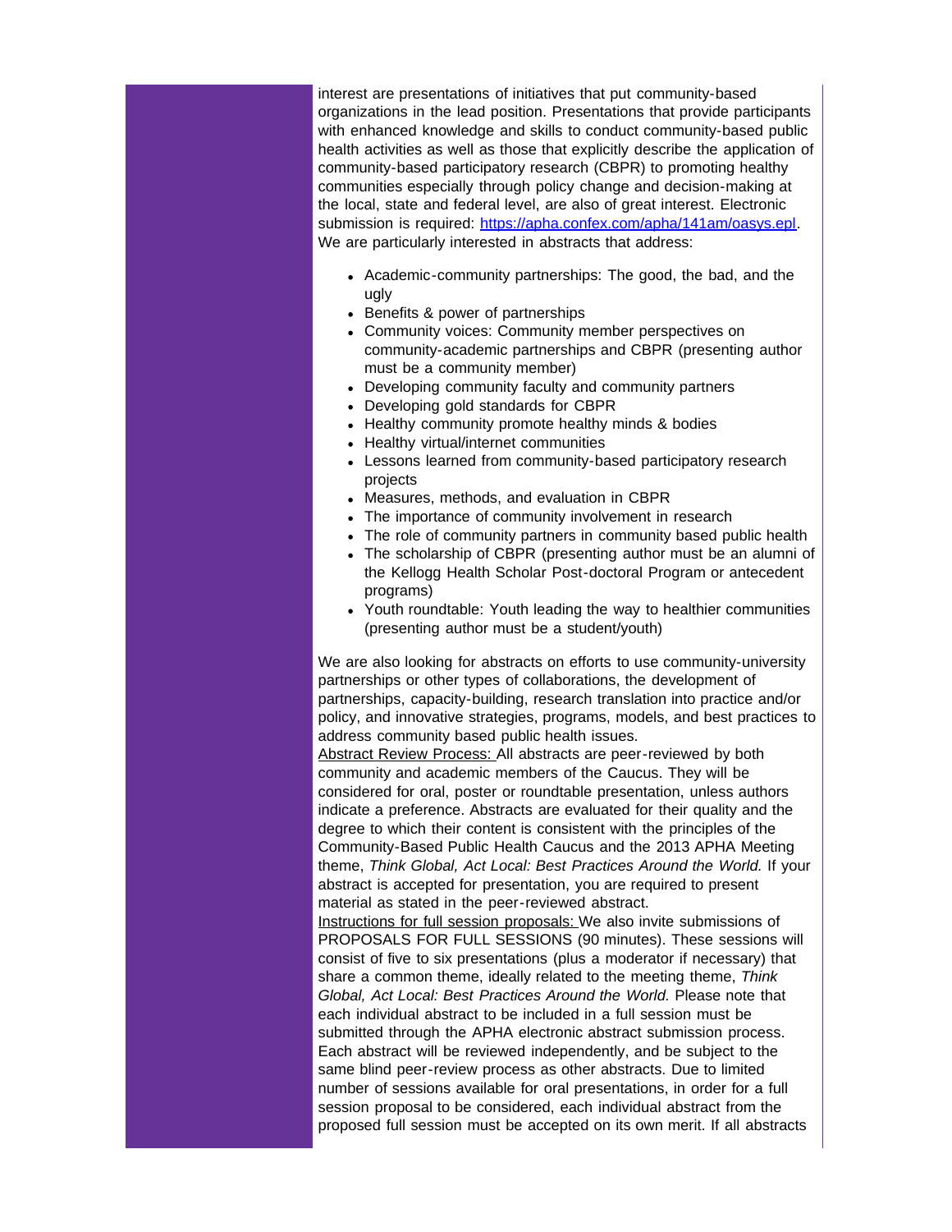interest are presentations of initiatives that put community-based organizations in the lead position. Presentations that provide participants with enhanced knowledge and skills to conduct community-based public health activities as well as those that explicitly describe the application of community-based participatory research (CBPR) to promoting healthy communities especially through policy change and decision-making at the local, state and federal level, are also of great interest. Electronic submission is required: [https://apha.confex.com/apha/141am/oasys.epl](https://apha.confex.com/apha/141am/oasys.epl). We are particularly interested in abstracts that address:

- Academic-community partnerships: The good, the bad, and the ugly
- Benefits & power of partnerships
- Community voices: Community member perspectives on community-academic partnerships and CBPR (presenting author must be a community member)
- Developing community faculty and community partners
- Developing gold standards for CBPR
- Healthy community promote healthy minds & bodies
- Healthy virtual/internet communities
- Lessons learned from community-based participatory research projects
- Measures, methods, and evaluation in CBPR
- The importance of community involvement in research
- The role of community partners in community based public health
- The scholarship of CBPR (presenting author must be an alumni of the Kellogg Health Scholar Post-doctoral Program or antecedent programs)
- Youth roundtable: Youth leading the way to healthier communities (presenting author must be a student/youth)

We are also looking for abstracts on efforts to use community-university partnerships or other types of collaborations, the development of partnerships, capacity-building, research translation into practice and/or policy, and innovative strategies, programs, models, and best practices to address community based public health issues.

Abstract Review Process: All abstracts are peer-reviewed by both community and academic members of the Caucus. They will be considered for oral, poster or roundtable presentation, unless authors indicate a preference. Abstracts are evaluated for their quality and the degree to which their content is consistent with the principles of the Community-Based Public Health Caucus and the 2013 APHA Meeting theme, *Think Global, Act Local: Best Practices Around the World.* If your abstract is accepted for presentation, you are required to present material as stated in the peer-reviewed abstract.

Instructions for full session proposals: We also invite submissions of PROPOSALS FOR FULL SESSIONS (90 minutes). These sessions will consist of five to six presentations (plus a moderator if necessary) that share a common theme, ideally related to the meeting theme, *Think Global, Act Local: Best Practices Around the World.* Please note that each individual abstract to be included in a full session must be submitted through the APHA electronic abstract submission process. Each abstract will be reviewed independently, and be subject to the same blind peer-review process as other abstracts. Due to limited number of sessions available for oral presentations, in order for a full session proposal to be considered, each individual abstract from the proposed full session must be accepted on its own merit. If all abstracts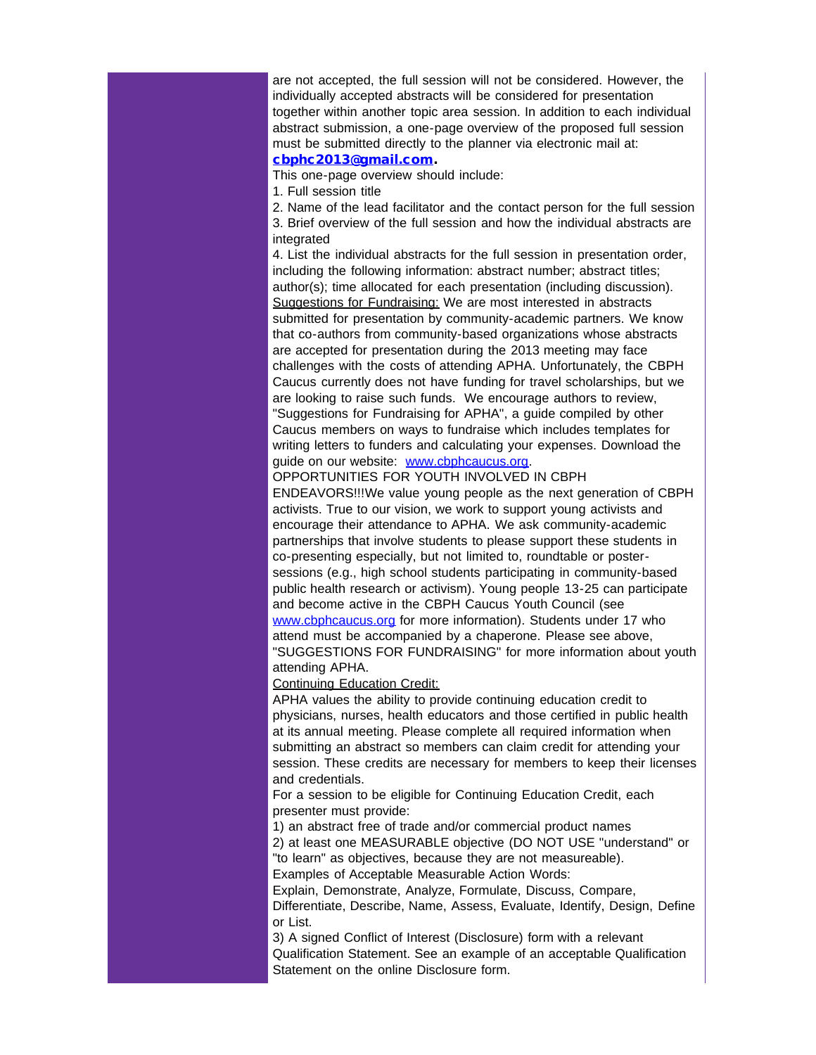are not accepted, the full session will not be considered. However, the individually accepted abstracts will be considered for presentation together within another topic area session. In addition to each individual abstract submission, a one-page overview of the proposed full session must be submitted directly to the planner via electronic mail at: **cbphc2013@gmail.com.**

This one-page overview should include:

1. Full session title
2. Name of the lead facilitator and the contact person for the full session
3. Brief overview of the full session and how the individual abstracts are integrated
4. List the individual abstracts for the full session in presentation order, including the following information: abstract number; abstract titles; author(s); time allocated for each presentation (including discussion).

Suggestions for Fundraising: We are most interested in abstracts submitted for presentation by community-academic partners. We know that co-authors from community-based organizations whose abstracts are accepted for presentation during the 2013 meeting may face challenges with the costs of attending APHA. Unfortunately, the CBPH Caucus currently does not have funding for travel scholarships, but we are looking to raise such funds. We encourage authors to review, "Suggestions for Fundraising for APHA", a guide compiled by other Caucus members on ways to fundraise which includes templates for writing letters to funders and calculating your expenses. Download the guide on our website: www.cbphcaucus.org.

OPPORTUNITIES FOR YOUTH INVOLVED IN CBPH ENDEAVORS!!!We value young people as the next generation of CBPH activists. True to our vision, we work to support young activists and encourage their attendance to APHA. We ask community-academic partnerships that involve students to please support these students in co-presenting especially, but not limited to, roundtable or poster-sessions (e.g., high school students participating in community-based public health research or activism). Young people 13-25 can participate and become active in the CBPH Caucus Youth Council (see www.cbphcaucus.org for more information). Students under 17 who attend must be accompanied by a chaperone. Please see above, "SUGGESTIONS FOR FUNDRAISING" for more information about youth attending APHA.

Continuing Education Credit:

APHA values the ability to provide continuing education credit to physicians, nurses, health educators and those certified in public health at its annual meeting. Please complete all required information when submitting an abstract so members can claim credit for attending your session. These credits are necessary for members to keep their licenses and credentials.

For a session to be eligible for Continuing Education Credit, each presenter must provide:

1) an abstract free of trade and/or commercial product names
2) at least one MEASURABLE objective (DO NOT USE "understand" or "to learn" as objectives, because they are not measureable).
Examples of Acceptable Measurable Action Words:
Explain, Demonstrate, Analyze, Formulate, Discuss, Compare, Differentiate, Describe, Name, Assess, Evaluate, Identify, Design, Define or List.
3) A signed Conflict of Interest (Disclosure) form with a relevant Qualification Statement. See an example of an acceptable Qualification Statement on the online Disclosure form.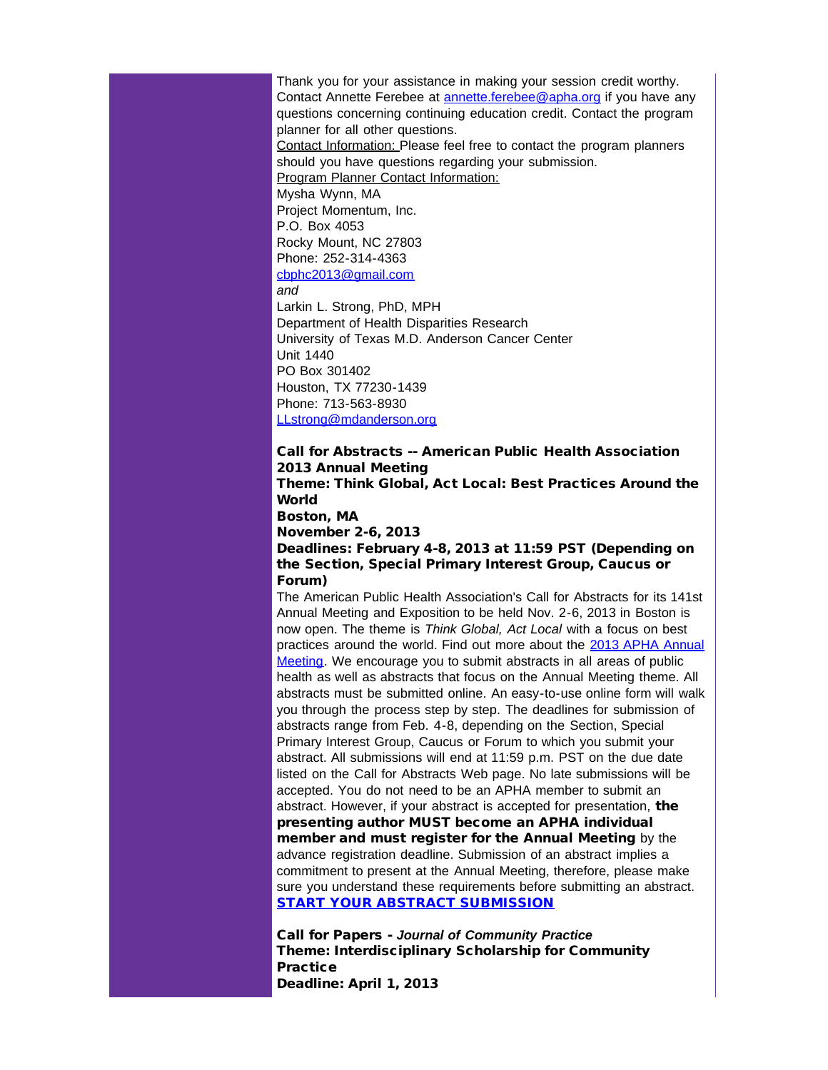Thank you for your assistance in making your session credit worthy. Contact Annette Ferebee at annette.ferebee@apha.org if you have any questions concerning continuing education credit. Contact the program planner for all other questions.

Contact Information: Please feel free to contact the program planners should you have questions regarding your submission.

Program Planner Contact Information:

Mysha Wynn, MA
Project Momentum, Inc.
P.O. Box 4053
Rocky Mount, NC 27803
Phone: 252-314-4363
cbphc2013@gmail.com

*and*

Larkin L. Strong, PhD, MPH
Department of Health Disparities Research
University of Texas M.D. Anderson Cancer Center
Unit 1440
PO Box 301402
Houston, TX 77230-1439
Phone: 713-563-8930
LLstrong@mdanderson.org

**Call for Abstracts -- American Public Health Association 2013 Annual Meeting**
**Theme: Think Global, Act Local: Best Practices Around the World**
**Boston, MA**
**November 2-6, 2013**
**Deadlines: February 4-8, 2013 at 11:59 PST (Depending on the Section, Special Primary Interest Group, Caucus or Forum)**

The American Public Health Association's Call for Abstracts for its 141st Annual Meeting and Exposition to be held Nov. 2-6, 2013 in Boston is now open. The theme is *Think Global, Act Local* with a focus on best practices around the world. Find out more about the 2013 APHA Annual Meeting. We encourage you to submit abstracts in all areas of public health as well as abstracts that focus on the Annual Meeting theme. All abstracts must be submitted online. An easy-to-use online form will walk you through the process step by step. The deadlines for submission of abstracts range from Feb. 4-8, depending on the Section, Special Primary Interest Group, Caucus or Forum to which you submit your abstract. All submissions will end at 11:59 p.m. PST on the due date listed on the Call for Abstracts Web page. No late submissions will be accepted. You do not need to be an APHA member to submit an abstract. However, if your abstract is accepted for presentation, **the presenting author MUST become an APHA individual member and must register for the Annual Meeting** by the advance registration deadline. Submission of an abstract implies a commitment to present at the Annual Meeting, therefore, please make sure you understand these requirements before submitting an abstract.

**START YOUR ABSTRACT SUBMISSION**

**Call for Papers - *Journal of Community Practice***
**Theme: Interdisciplinary Scholarship for Community Practice**
**Deadline: April 1, 2013**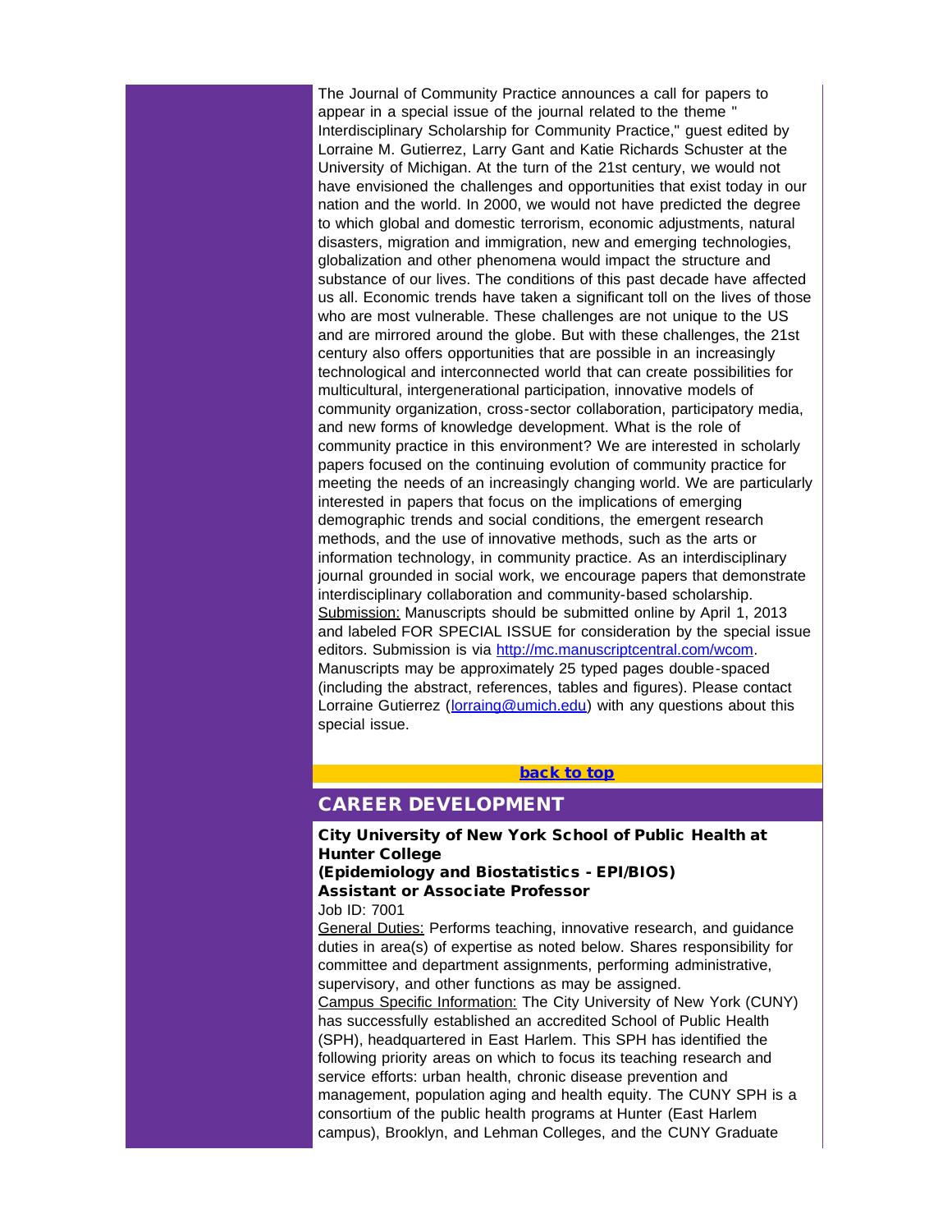The Journal of Community Practice announces a call for papers to appear in a special issue of the journal related to the theme " Interdisciplinary Scholarship for Community Practice," guest edited by Lorraine M. Gutierrez, Larry Gant and Katie Richards Schuster at the University of Michigan. At the turn of the 21st century, we would not have envisioned the challenges and opportunities that exist today in our nation and the world. In 2000, we would not have predicted the degree to which global and domestic terrorism, economic adjustments, natural disasters, migration and immigration, new and emerging technologies, globalization and other phenomena would impact the structure and substance of our lives. The conditions of this past decade have affected us all. Economic trends have taken a significant toll on the lives of those who are most vulnerable. These challenges are not unique to the US and are mirrored around the globe. But with these challenges, the 21st century also offers opportunities that are possible in an increasingly technological and interconnected world that can create possibilities for multicultural, intergenerational participation, innovative models of community organization, cross-sector collaboration, participatory media, and new forms of knowledge development. What is the role of community practice in this environment? We are interested in scholarly papers focused on the continuing evolution of community practice for meeting the needs of an increasingly changing world. We are particularly interested in papers that focus on the implications of emerging demographic trends and social conditions, the emergent research methods, and the use of innovative methods, such as the arts or information technology, in community practice. As an interdisciplinary journal grounded in social work, we encourage papers that demonstrate interdisciplinary collaboration and community-based scholarship.
Submission: Manuscripts should be submitted online by April 1, 2013 and labeled FOR SPECIAL ISSUE for consideration by the special issue editors. Submission is via http://mc.manuscriptcentral.com/wcom. Manuscripts may be approximately 25 typed pages double-spaced (including the abstract, references, tables and figures). Please contact Lorraine Gutierrez (lorraing@umich.edu) with any questions about this special issue.

back to top

## CAREER DEVELOPMENT

**City University of New York School of Public Health at Hunter College**
**(Epidemiology and Biostatistics - EPI/BIOS)**
**Assistant or Associate Professor**
Job ID: 7001
General Duties: Performs teaching, innovative research, and guidance duties in area(s) of expertise as noted below. Shares responsibility for committee and department assignments, performing administrative, supervisory, and other functions as may be assigned.
Campus Specific Information: The City University of New York (CUNY) has successfully established an accredited School of Public Health (SPH), headquartered in East Harlem. This SPH has identified the following priority areas on which to focus its teaching research and service efforts: urban health, chronic disease prevention and management, population aging and health equity. The CUNY SPH is a consortium of the public health programs at Hunter (East Harlem campus), Brooklyn, and Lehman Colleges, and the CUNY Graduate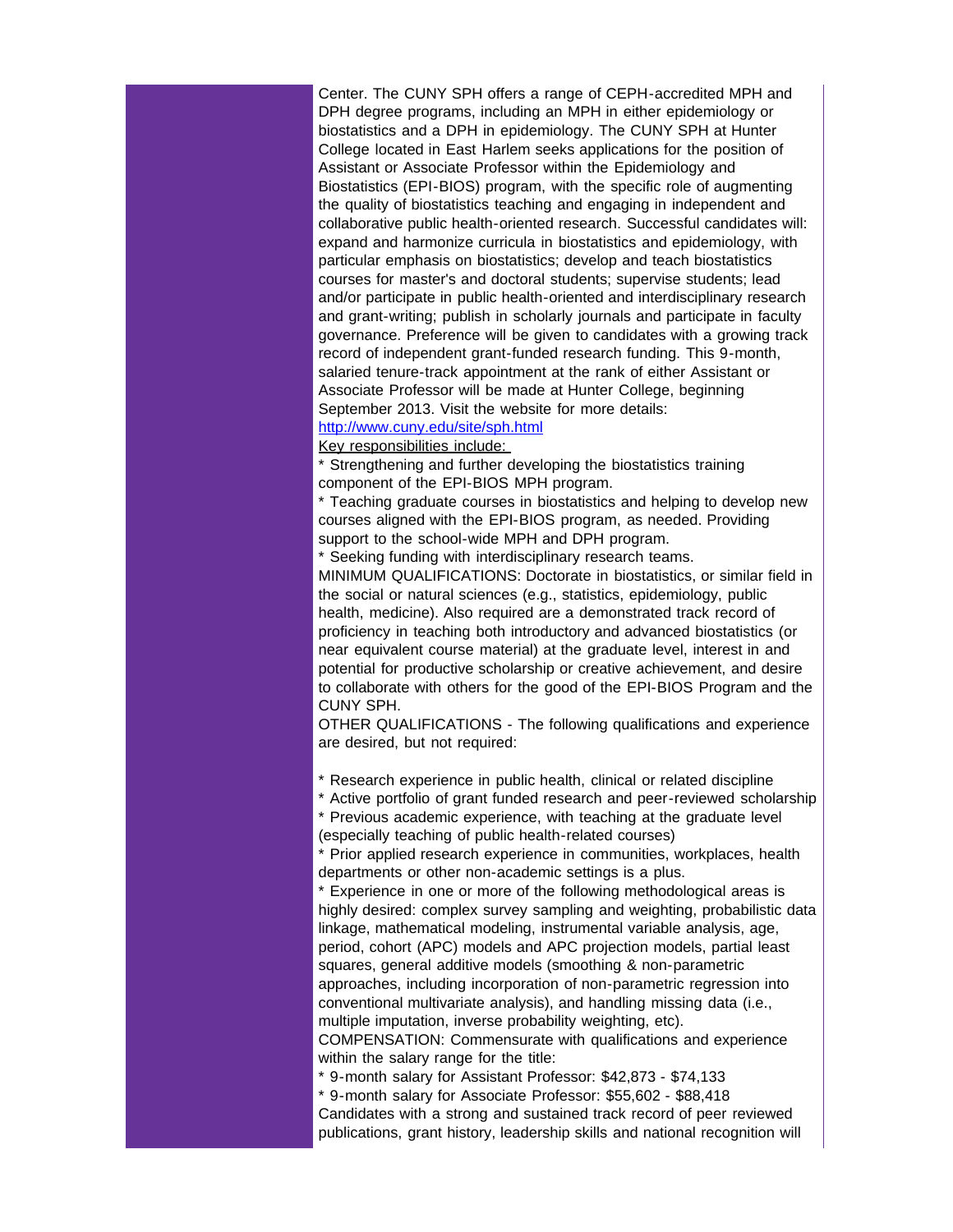Center. The CUNY SPH offers a range of CEPH-accredited MPH and DPH degree programs, including an MPH in either epidemiology or biostatistics and a DPH in epidemiology. The CUNY SPH at Hunter College located in East Harlem seeks applications for the position of Assistant or Associate Professor within the Epidemiology and Biostatistics (EPI-BIOS) program, with the specific role of augmenting the quality of biostatistics teaching and engaging in independent and collaborative public health-oriented research. Successful candidates will: expand and harmonize curricula in biostatistics and epidemiology, with particular emphasis on biostatistics; develop and teach biostatistics courses for master's and doctoral students; supervise students; lead and/or participate in public health-oriented and interdisciplinary research and grant-writing; publish in scholarly journals and participate in faculty governance. Preference will be given to candidates with a growing track record of independent grant-funded research funding. This 9-month, salaried tenure-track appointment at the rank of either Assistant or Associate Professor will be made at Hunter College, beginning September 2013. Visit the website for more details:

[http://www.cuny.edu/site/sph.html](http://www.cuny.edu/site/sph.html)

Key responsibilities include:

* Strengthening and further developing the biostatistics training component of the EPI-BIOS MPH program.
* Teaching graduate courses in biostatistics and helping to develop new courses aligned with the EPI-BIOS program, as needed. Providing support to the school-wide MPH and DPH program.
* Seeking funding with interdisciplinary research teams.

MINIMUM QUALIFICATIONS: Doctorate in biostatistics, or similar field in the social or natural sciences (e.g., statistics, epidemiology, public health, medicine). Also required are a demonstrated track record of proficiency in teaching both introductory and advanced biostatistics (or near equivalent course material) at the graduate level, interest in and potential for productive scholarship or creative achievement, and desire to collaborate with others for the good of the EPI-BIOS Program and the CUNY SPH.

OTHER QUALIFICATIONS - The following qualifications and experience are desired, but not required:

* Research experience in public health, clinical or related discipline
* Active portfolio of grant funded research and peer-reviewed scholarship
* Previous academic experience, with teaching at the graduate level (especially teaching of public health-related courses)
* Prior applied research experience in communities, workplaces, health departments or other non-academic settings is a plus.
* Experience in one or more of the following methodological areas is highly desired: complex survey sampling and weighting, probabilistic data linkage, mathematical modeling, instrumental variable analysis, age, period, cohort (APC) models and APC projection models, partial least squares, general additive models (smoothing & non-parametric approaches, including incorporation of non-parametric regression into conventional multivariate analysis), and handling missing data (i.e., multiple imputation, inverse probability weighting, etc).

COMPENSATION: Commensurate with qualifications and experience within the salary range for the title:

* 9-month salary for Assistant Professor: $42,873 - $74,133
* 9-month salary for Associate Professor: $55,602 - $88,418

Candidates with a strong and sustained track record of peer reviewed publications, grant history, leadership skills and national recognition will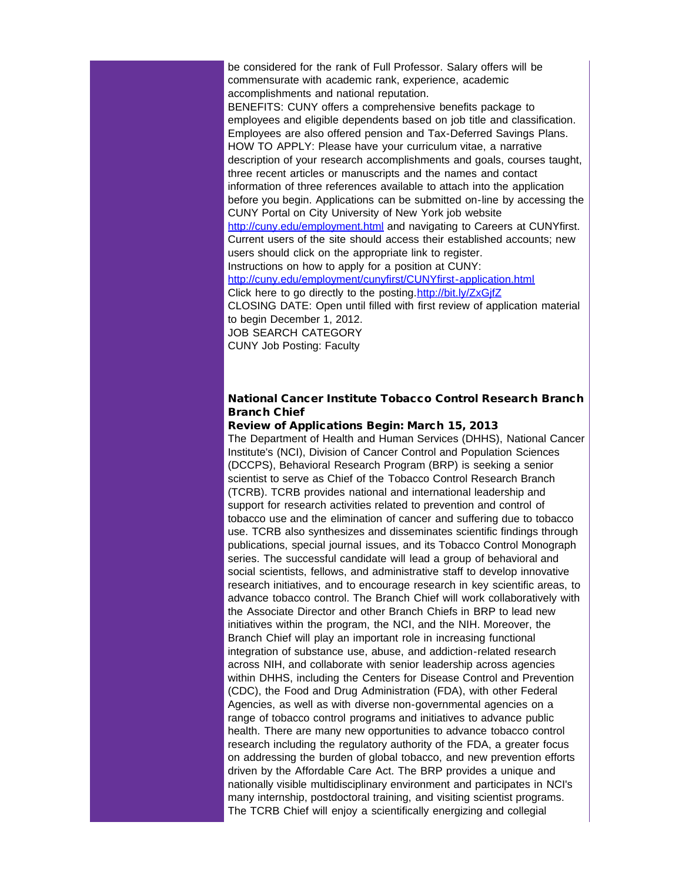be considered for the rank of Full Professor. Salary offers will be commensurate with academic rank, experience, academic accomplishments and national reputation.
BENEFITS: CUNY offers a comprehensive benefits package to employees and eligible dependents based on job title and classification. Employees are also offered pension and Tax-Deferred Savings Plans.
HOW TO APPLY: Please have your curriculum vitae, a narrative description of your research accomplishments and goals, courses taught, three recent articles or manuscripts and the names and contact information of three references available to attach into the application before you begin. Applications can be submitted on-line by accessing the CUNY Portal on City University of New York job website http://cuny.edu/employment.html and navigating to Careers at CUNYfirst. Current users of the site should access their established accounts; new users should click on the appropriate link to register.
Instructions on how to apply for a position at CUNY:
http://cuny.edu/employment/cunyfirst/CUNYfirst-application.html
Click here to go directly to the posting. http://bit.ly/ZxGjfZ
CLOSING DATE: Open until filled with first review of application material to begin December 1, 2012.
JOB SEARCH CATEGORY
CUNY Job Posting: Faculty

**National Cancer Institute Tobacco Control Research Branch Branch Chief**
**Review of Applications Begin: March 15, 2013**

The Department of Health and Human Services (DHHS), National Cancer Institute's (NCI), Division of Cancer Control and Population Sciences (DCCPS), Behavioral Research Program (BRP) is seeking a senior scientist to serve as Chief of the Tobacco Control Research Branch (TCRB). TCRB provides national and international leadership and support for research activities related to prevention and control of tobacco use and the elimination of cancer and suffering due to tobacco use. TCRB also synthesizes and disseminates scientific findings through publications, special journal issues, and its Tobacco Control Monograph series. The successful candidate will lead a group of behavioral and social scientists, fellows, and administrative staff to develop innovative research initiatives, and to encourage research in key scientific areas, to advance tobacco control. The Branch Chief will work collaboratively with the Associate Director and other Branch Chiefs in BRP to lead new initiatives within the program, the NCI, and the NIH. Moreover, the Branch Chief will play an important role in increasing functional integration of substance use, abuse, and addiction-related research across NIH, and collaborate with senior leadership across agencies within DHHS, including the Centers for Disease Control and Prevention (CDC), the Food and Drug Administration (FDA), with other Federal Agencies, as well as with diverse non-governmental agencies on a range of tobacco control programs and initiatives to advance public health. There are many new opportunities to advance tobacco control research including the regulatory authority of the FDA, a greater focus on addressing the burden of global tobacco, and new prevention efforts driven by the Affordable Care Act. The BRP provides a unique and nationally visible multidisciplinary environment and participates in NCI's many internship, postdoctoral training, and visiting scientist programs. The TCRB Chief will enjoy a scientifically energizing and collegial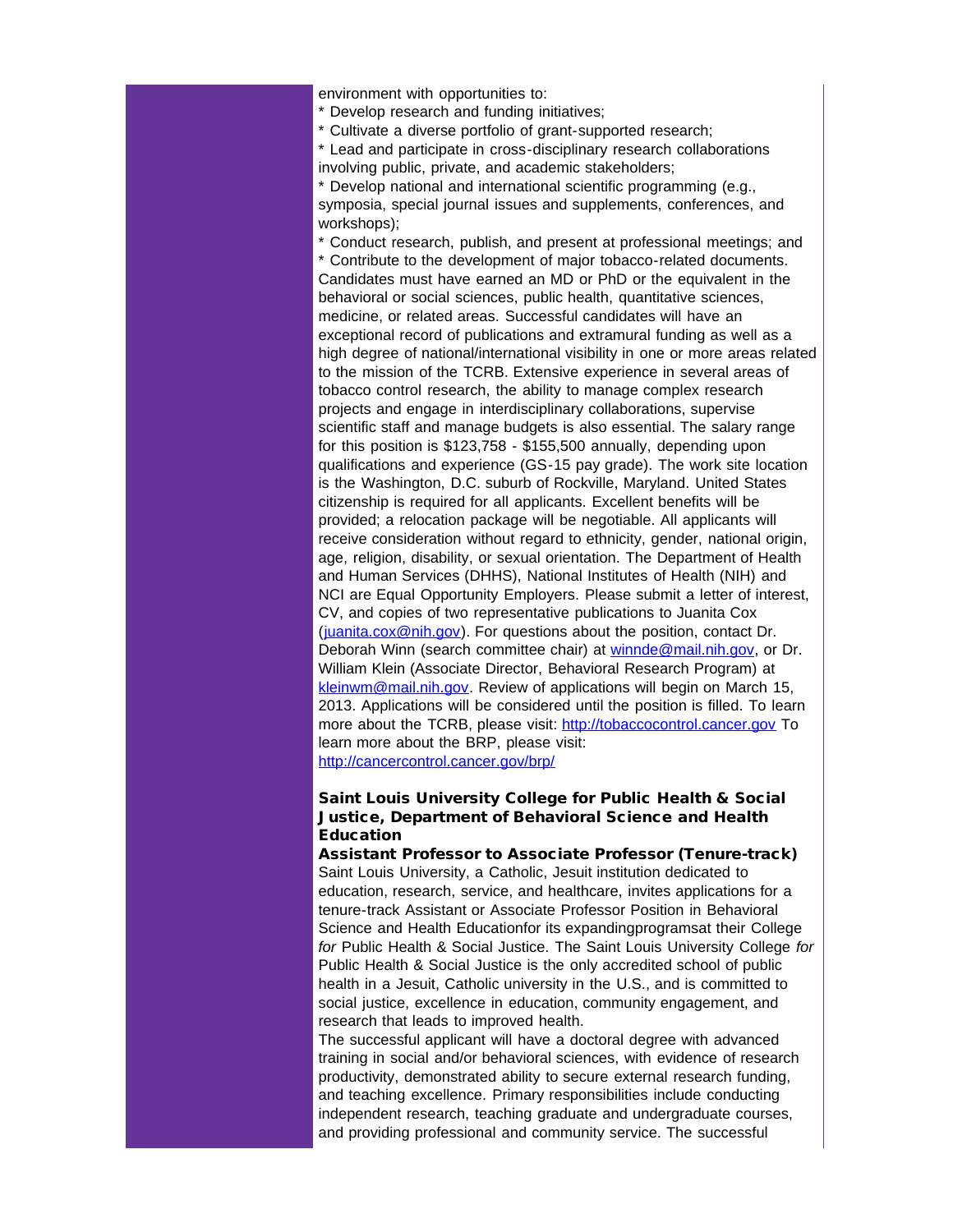environment with opportunities to:

* Develop research and funding initiatives;
* Cultivate a diverse portfolio of grant-supported research;
* Lead and participate in cross-disciplinary research collaborations involving public, private, and academic stakeholders;
* Develop national and international scientific programming (e.g., symposia, special journal issues and supplements, conferences, and workshops);
* Conduct research, publish, and present at professional meetings; and
* Contribute to the development of major tobacco-related documents.

Candidates must have earned an MD or PhD or the equivalent in the behavioral or social sciences, public health, quantitative sciences, medicine, or related areas. Successful candidates will have an exceptional record of publications and extramural funding as well as a high degree of national/international visibility in one or more areas related to the mission of the TCRB. Extensive experience in several areas of tobacco control research, the ability to manage complex research projects and engage in interdisciplinary collaborations, supervise scientific staff and manage budgets is also essential. The salary range for this position is $123,758 - $155,500 annually, depending upon qualifications and experience (GS-15 pay grade). The work site location is the Washington, D.C. suburb of Rockville, Maryland. United States citizenship is required for all applicants. Excellent benefits will be provided; a relocation package will be negotiable. All applicants will receive consideration without regard to ethnicity, gender, national origin, age, religion, disability, or sexual orientation. The Department of Health and Human Services (DHHS), National Institutes of Health (NIH) and NCI are Equal Opportunity Employers. Please submit a letter of interest, CV, and copies of two representative publications to Juanita Cox (juanita.cox@nih.gov). For questions about the position, contact Dr. Deborah Winn (search committee chair) at winnde@mail.nih.gov, or Dr. William Klein (Associate Director, Behavioral Research Program) at kleinwm@mail.nih.gov. Review of applications will begin on March 15, 2013. Applications will be considered until the position is filled. To learn more about the TCRB, please visit: http://tobaccocontrol.cancer.gov To learn more about the BRP, please visit: http://cancercontrol.cancer.gov/brp/

**Saint Louis University College for Public Health & Social Justice, Department of Behavioral Science and Health Education**

**Assistant Professor to Associate Professor (Tenure-track)**

Saint Louis University, a Catholic, Jesuit institution dedicated to education, research, service, and healthcare, invites applications for a tenure-track Assistant or Associate Professor Position in Behavioral Science and Health Educationfor its expandingprogramsat their College *for* Public Health & Social Justice. The Saint Louis University College *for* Public Health & Social Justice is the only accredited school of public health in a Jesuit, Catholic university in the U.S., and is committed to social justice, excellence in education, community engagement, and research that leads to improved health.

The successful applicant will have a doctoral degree with advanced training in social and/or behavioral sciences, with evidence of research productivity, demonstrated ability to secure external research funding, and teaching excellence. Primary responsibilities include conducting independent research, teaching graduate and undergraduate courses, and providing professional and community service. The successful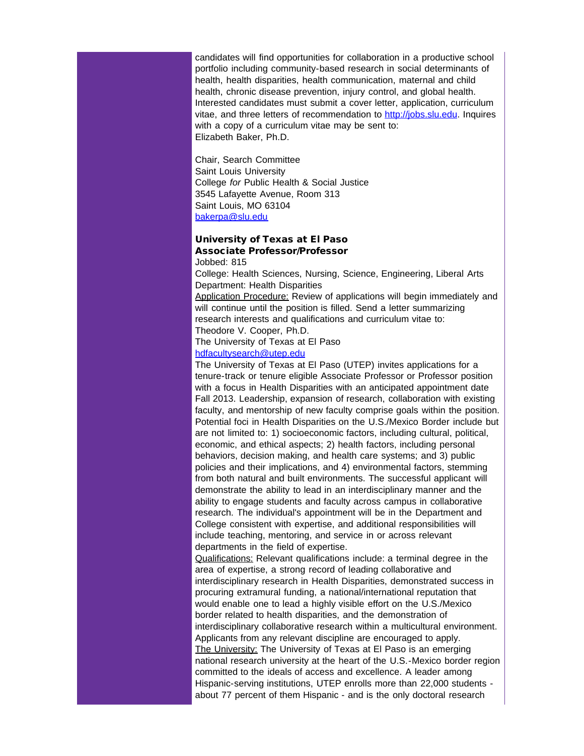candidates will find opportunities for collaboration in a productive school portfolio including community-based research in social determinants of health, health disparities, health communication, maternal and child health, chronic disease prevention, injury control, and global health. Interested candidates must submit a cover letter, application, curriculum vitae, and three letters of recommendation to http://jobs.slu.edu. Inquires with a copy of a curriculum vitae may be sent to:
Elizabeth Baker, Ph.D.

Chair, Search Committee
Saint Louis University
College *for* Public Health & Social Justice
3545 Lafayette Avenue, Room 313
Saint Louis, MO 63104
bakerpa@slu.edu

**University of Texas at El Paso**
**Associate Professor/Professor**

Jobbed: 815
College: Health Sciences, Nursing, Science, Engineering, Liberal Arts
Department: Health Disparities
Application Procedure: Review of applications will begin immediately and will continue until the position is filled. Send a letter summarizing research interests and qualifications and curriculum vitae to:
Theodore V. Cooper, Ph.D.
The University of Texas at El Paso
hdfacultysearch@utep.edu
The University of Texas at El Paso (UTEP) invites applications for a tenure-track or tenure eligible Associate Professor or Professor position with a focus in Health Disparities with an anticipated appointment date Fall 2013. Leadership, expansion of research, collaboration with existing faculty, and mentorship of new faculty comprise goals within the position. Potential foci in Health Disparities on the U.S./Mexico Border include but are not limited to: 1) socioeconomic factors, including cultural, political, economic, and ethical aspects; 2) health factors, including personal behaviors, decision making, and health care systems; and 3) public policies and their implications, and 4) environmental factors, stemming from both natural and built environments. The successful applicant will demonstrate the ability to lead in an interdisciplinary manner and the ability to engage students and faculty across campus in collaborative research. The individual's appointment will be in the Department and College consistent with expertise, and additional responsibilities will include teaching, mentoring, and service in or across relevant departments in the field of expertise.
Qualifications: Relevant qualifications include: a terminal degree in the area of expertise, a strong record of leading collaborative and interdisciplinary research in Health Disparities, demonstrated success in procuring extramural funding, a national/international reputation that would enable one to lead a highly visible effort on the U.S./Mexico border related to health disparities, and the demonstration of interdisciplinary collaborative research within a multicultural environment. Applicants from any relevant discipline are encouraged to apply.
The University: The University of Texas at El Paso is an emerging national research university at the heart of the U.S.-Mexico border region committed to the ideals of access and excellence. A leader among Hispanic-serving institutions, UTEP enrolls more than 22,000 students - about 77 percent of them Hispanic - and is the only doctoral research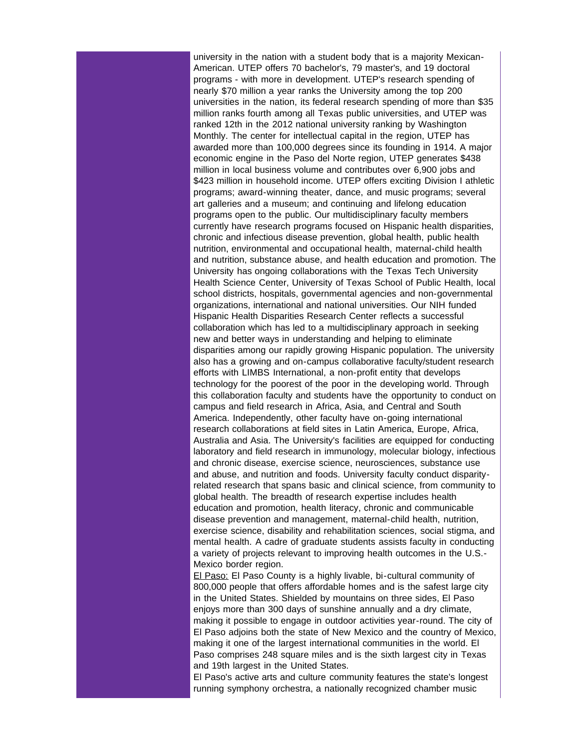university in the nation with a student body that is a majority Mexican-American. UTEP offers 70 bachelor's, 79 master's, and 19 doctoral programs - with more in development. UTEP's research spending of nearly $70 million a year ranks the University among the top 200 universities in the nation, its federal research spending of more than $35 million ranks fourth among all Texas public universities, and UTEP was ranked 12th in the 2012 national university ranking by Washington Monthly. The center for intellectual capital in the region, UTEP has awarded more than 100,000 degrees since its founding in 1914. A major economic engine in the Paso del Norte region, UTEP generates $438 million in local business volume and contributes over 6,900 jobs and $423 million in household income. UTEP offers exciting Division I athletic programs; award-winning theater, dance, and music programs; several art galleries and a museum; and continuing and lifelong education programs open to the public. Our multidisciplinary faculty members currently have research programs focused on Hispanic health disparities, chronic and infectious disease prevention, global health, public health nutrition, environmental and occupational health, maternal-child health and nutrition, substance abuse, and health education and promotion. The University has ongoing collaborations with the Texas Tech University Health Science Center, University of Texas School of Public Health, local school districts, hospitals, governmental agencies and non-governmental organizations, international and national universities. Our NIH funded Hispanic Health Disparities Research Center reflects a successful collaboration which has led to a multidisciplinary approach in seeking new and better ways in understanding and helping to eliminate disparities among our rapidly growing Hispanic population. The university also has a growing and on-campus collaborative faculty/student research efforts with LIMBS International, a non-profit entity that develops technology for the poorest of the poor in the developing world. Through this collaboration faculty and students have the opportunity to conduct on campus and field research in Africa, Asia, and Central and South America. Independently, other faculty have on-going international research collaborations at field sites in Latin America, Europe, Africa, Australia and Asia. The University's facilities are equipped for conducting laboratory and field research in immunology, molecular biology, infectious and chronic disease, exercise science, neurosciences, substance use and abuse, and nutrition and foods. University faculty conduct disparity-related research that spans basic and clinical science, from community to global health. The breadth of research expertise includes health education and promotion, health literacy, chronic and communicable disease prevention and management, maternal-child health, nutrition, exercise science, disability and rehabilitation sciences, social stigma, and mental health. A cadre of graduate students assists faculty in conducting a variety of projects relevant to improving health outcomes in the U.S.-Mexico border region.

El Paso: El Paso County is a highly livable, bi-cultural community of 800,000 people that offers affordable homes and is the safest large city in the United States. Shielded by mountains on three sides, El Paso enjoys more than 300 days of sunshine annually and a dry climate, making it possible to engage in outdoor activities year-round. The city of El Paso adjoins both the state of New Mexico and the country of Mexico, making it one of the largest international communities in the world. El Paso comprises 248 square miles and is the sixth largest city in Texas and 19th largest in the United States.

El Paso's active arts and culture community features the state's longest running symphony orchestra, a nationally recognized chamber music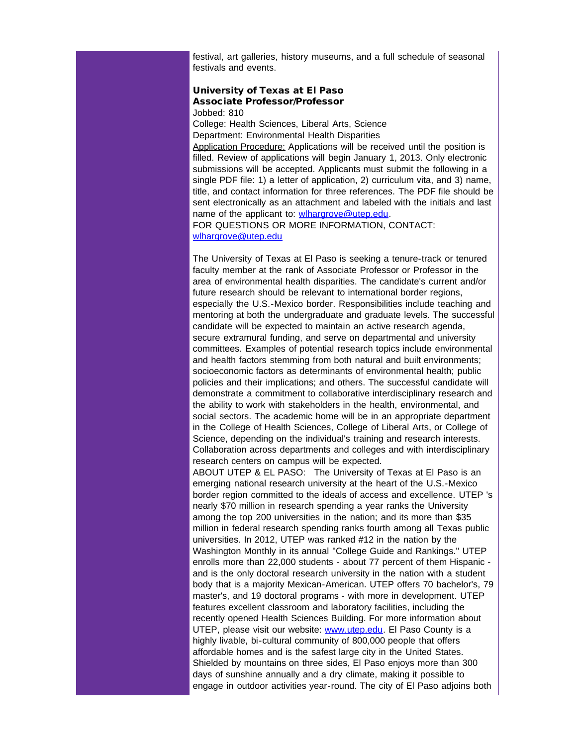festival, art galleries, history museums, and a full schedule of seasonal festivals and events.

**University of Texas at El Paso**
**Associate Professor/Professor**

Jobbed: 810
College: Health Sciences, Liberal Arts, Science
Department: Environmental Health Disparities
Application Procedure: Applications will be received until the position is filled. Review of applications will begin January 1, 2013. Only electronic submissions will be accepted. Applicants must submit the following in a single PDF file: 1) a letter of application, 2) curriculum vita, and 3) name, title, and contact information for three references. The PDF file should be sent electronically as an attachment and labeled with the initials and last name of the applicant to: wlhargrove@utep.edu.
FOR QUESTIONS OR MORE INFORMATION, CONTACT: wlhargrove@utep.edu

The University of Texas at El Paso is seeking a tenure-track or tenured faculty member at the rank of Associate Professor or Professor in the area of environmental health disparities. The candidate's current and/or future research should be relevant to international border regions, especially the U.S.-Mexico border. Responsibilities include teaching and mentoring at both the undergraduate and graduate levels. The successful candidate will be expected to maintain an active research agenda, secure extramural funding, and serve on departmental and university committees. Examples of potential research topics include environmental and health factors stemming from both natural and built environments; socioeconomic factors as determinants of environmental health; public policies and their implications; and others. The successful candidate will demonstrate a commitment to collaborative interdisciplinary research and the ability to work with stakeholders in the health, environmental, and social sectors. The academic home will be in an appropriate department in the College of Health Sciences, College of Liberal Arts, or College of Science, depending on the individual's training and research interests. Collaboration across departments and colleges and with interdisciplinary research centers on campus will be expected.
ABOUT UTEP & EL PASO: The University of Texas at El Paso is an emerging national research university at the heart of the U.S.-Mexico border region committed to the ideals of access and excellence. UTEP 's nearly $70 million in research spending a year ranks the University among the top 200 universities in the nation; and its more than $35 million in federal research spending ranks fourth among all Texas public universities. In 2012, UTEP was ranked #12 in the nation by the Washington Monthly in its annual "College Guide and Rankings." UTEP enrolls more than 22,000 students - about 77 percent of them Hispanic - and is the only doctoral research university in the nation with a student body that is a majority Mexican-American. UTEP offers 70 bachelor's, 79 master's, and 19 doctoral programs - with more in development. UTEP features excellent classroom and laboratory facilities, including the recently opened Health Sciences Building. For more information about UTEP, please visit our website: www.utep.edu. El Paso County is a highly livable, bi-cultural community of 800,000 people that offers affordable homes and is the safest large city in the United States. Shielded by mountains on three sides, El Paso enjoys more than 300 days of sunshine annually and a dry climate, making it possible to engage in outdoor activities year-round. The city of El Paso adjoins both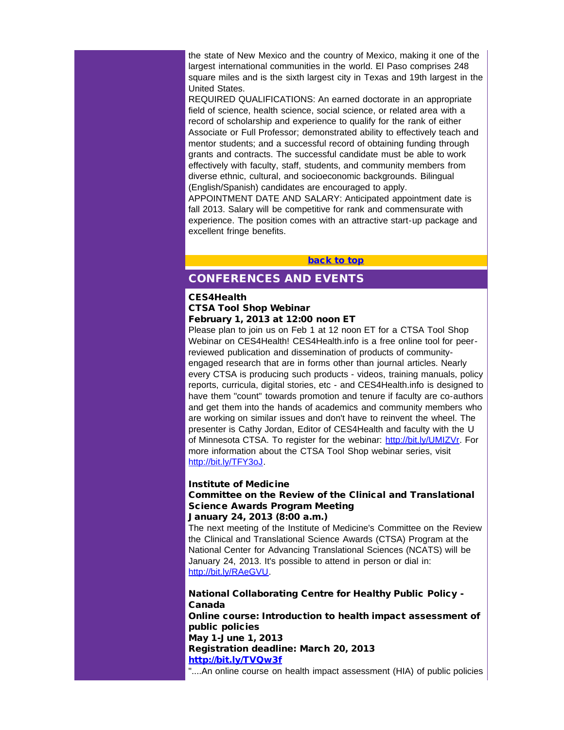the state of New Mexico and the country of Mexico, making it one of the largest international communities in the world. El Paso comprises 248 square miles and is the sixth largest city in Texas and 19th largest in the United States.

REQUIRED QUALIFICATIONS: An earned doctorate in an appropriate field of science, health science, social science, or related area with a record of scholarship and experience to qualify for the rank of either Associate or Full Professor; demonstrated ability to effectively teach and mentor students; and a successful record of obtaining funding through grants and contracts. The successful candidate must be able to work effectively with faculty, staff, students, and community members from diverse ethnic, cultural, and socioeconomic backgrounds. Bilingual (English/Spanish) candidates are encouraged to apply.

APPOINTMENT DATE AND SALARY: Anticipated appointment date is fall 2013. Salary will be competitive for rank and commensurate with experience. The position comes with an attractive start-up package and excellent fringe benefits.

**back to top**

## CONFERENCES AND EVENTS

**CES4Health**
**CTSA Tool Shop Webinar**
**February 1, 2013 at 12:00 noon ET**

Please plan to join us on Feb 1 at 12 noon ET for a CTSA Tool Shop Webinar on CES4Health! CES4Health.info is a free online tool for peer-reviewed publication and dissemination of products of community-engaged research that are in forms other than journal articles. Nearly every CTSA is producing such products - videos, training manuals, policy reports, curricula, digital stories, etc - and CES4Health.info is designed to have them "count" towards promotion and tenure if faculty are co-authors and get them into the hands of academics and community members who are working on similar issues and don't have to reinvent the wheel. The presenter is Cathy Jordan, Editor of CES4Health and faculty with the U of Minnesota CTSA. To register for the webinar: http://bit.ly/UMIZVr. For more information about the CTSA Tool Shop webinar series, visit http://bit.ly/TFY3oJ.

**Institute of Medicine**
**Committee on the Review of the Clinical and Translational Science Awards Program Meeting**
**January 24, 2013 (8:00 a.m.)**

The next meeting of the Institute of Medicine's Committee on the Review the Clinical and Translational Science Awards (CTSA) Program at the National Center for Advancing Translational Sciences (NCATS) will be January 24, 2013. It's possible to attend in person or dial in: http://bit.ly/RAeGVU.

**National Collaborating Centre for Healthy Public Policy - Canada**
**Online course: Introduction to health impact assessment of public policies**
**May 1-June 1, 2013**
**Registration deadline: March 20, 2013**
**http://bit.ly/TVQw3f**

"....An online course on health impact assessment (HIA) of public policies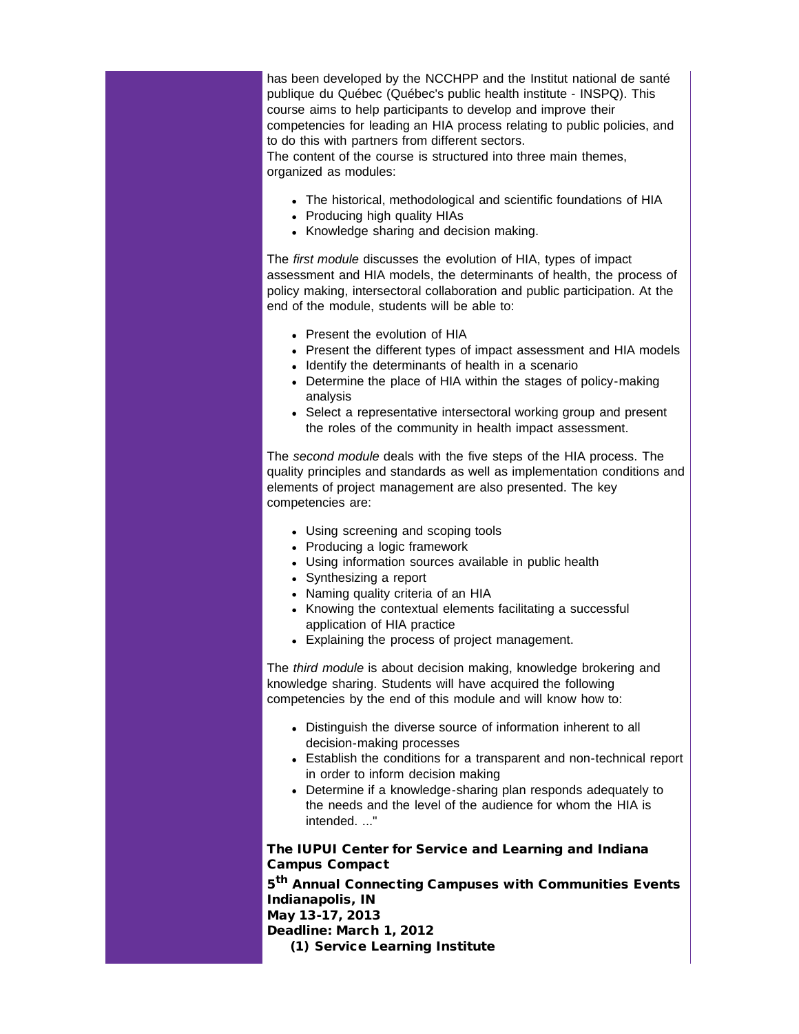has been developed by the NCCHPP and the Institut national de santé publique du Québec (Québec's public health institute - INSPQ). This course aims to help participants to develop and improve their competencies for leading an HIA process relating to public policies, and to do this with partners from different sectors.
The content of the course is structured into three main themes, organized as modules:

- The historical, methodological and scientific foundations of HIA
- Producing high quality HIAs
- Knowledge sharing and decision making.

The *first module* discusses the evolution of HIA, types of impact assessment and HIA models, the determinants of health, the process of policy making, intersectoral collaboration and public participation. At the end of the module, students will be able to:

- Present the evolution of HIA
- Present the different types of impact assessment and HIA models
- Identify the determinants of health in a scenario
- Determine the place of HIA within the stages of policy-making analysis
- Select a representative intersectoral working group and present the roles of the community in health impact assessment.

The *second module* deals with the five steps of the HIA process. The quality principles and standards as well as implementation conditions and elements of project management are also presented. The key competencies are:

- Using screening and scoping tools
- Producing a logic framework
- Using information sources available in public health
- Synthesizing a report
- Naming quality criteria of an HIA
- Knowing the contextual elements facilitating a successful application of HIA practice
- Explaining the process of project management.

The *third module* is about decision making, knowledge brokering and knowledge sharing. Students will have acquired the following competencies by the end of this module and will know how to:

- Distinguish the diverse source of information inherent to all decision-making processes
- Establish the conditions for a transparent and non-technical report in order to inform decision making
- Determine if a knowledge-sharing plan responds adequately to the needs and the level of the audience for whom the HIA is intended. ..."

**The IUPUI Center for Service and Learning and Indiana Campus Compact**
**5th Annual Connecting Campuses with Communities Events**
**Indianapolis, IN**
**May 13-17, 2013**
**Deadline: March 1, 2012**
**(1) Service Learning Institute**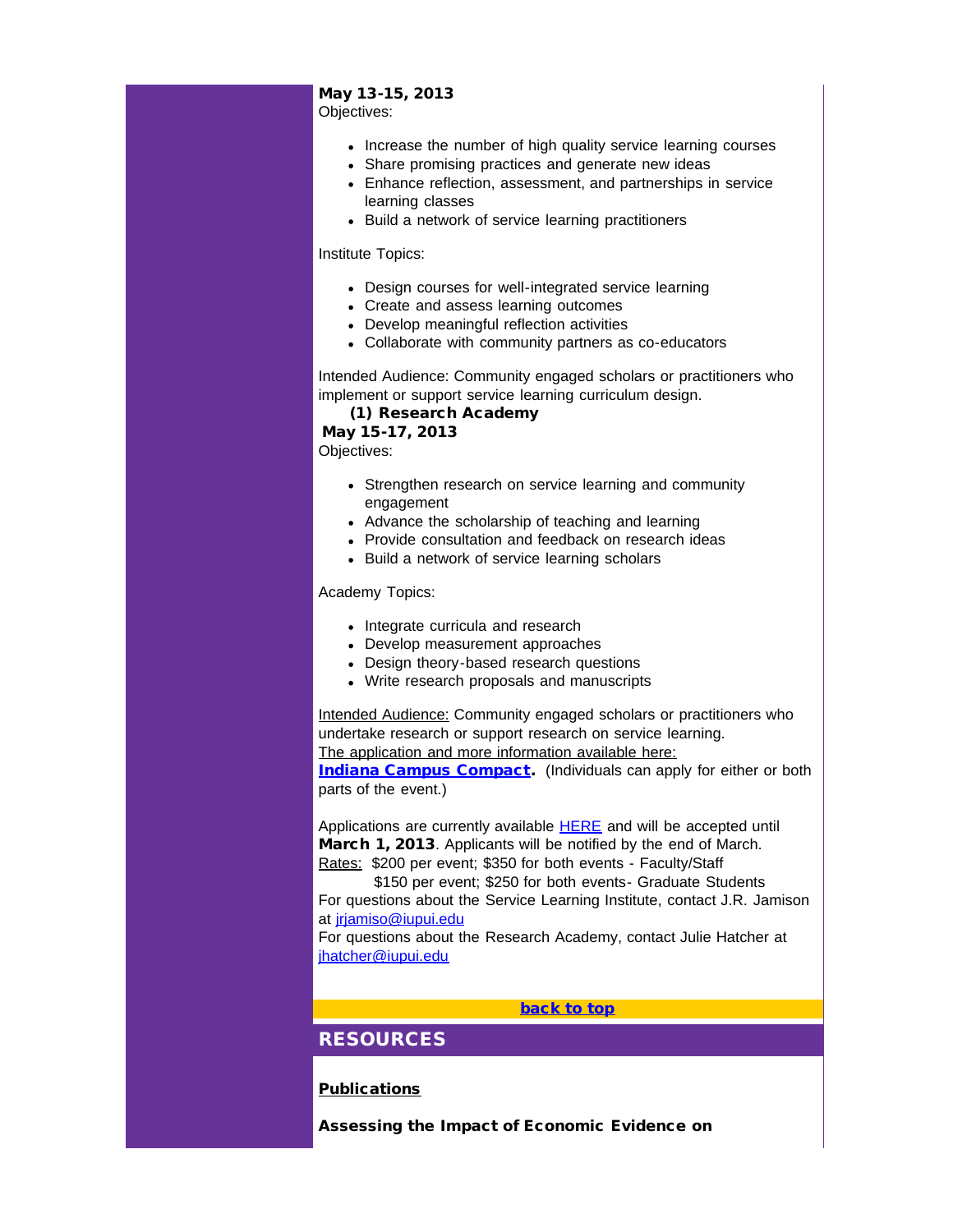**May 13-15, 2013**

Objectives:

- Increase the number of high quality service learning courses
- Share promising practices and generate new ideas
- Enhance reflection, assessment, and partnerships in service learning classes
- Build a network of service learning practitioners

Institute Topics:

- Design courses for well-integrated service learning
- Create and assess learning outcomes
- Develop meaningful reflection activities
- Collaborate with community partners as co-educators

Intended Audience: Community engaged scholars or practitioners who implement or support service learning curriculum design.

**(1) Research Academy**

**May 15-17, 2013**

Objectives:

- Strengthen research on service learning and community engagement
- Advance the scholarship of teaching and learning
- Provide consultation and feedback on research ideas
- Build a network of service learning scholars

Academy Topics:

- Integrate curricula and research
- Develop measurement approaches
- Design theory-based research questions
- Write research proposals and manuscripts

Intended Audience: Community engaged scholars or practitioners who undertake research or support research on service learning.
The application and more information available here:
**Indiana Campus Compact.** (Individuals can apply for either or both parts of the event.)

Applications are currently available HERE and will be accepted until **March 1, 2013**. Applicants will be notified by the end of March.
Rates: $200 per event; $350 for both events - Faculty/Staff
$150 per event; $250 for both events- Graduate Students
For questions about the Service Learning Institute, contact J.R. Jamison at jrjamiso@iupui.edu
For questions about the Research Academy, contact Julie Hatcher at jhatcher@iupui.edu

**back to top**

## RESOURCES

**Publications**

**Assessing the Impact of Economic Evidence on**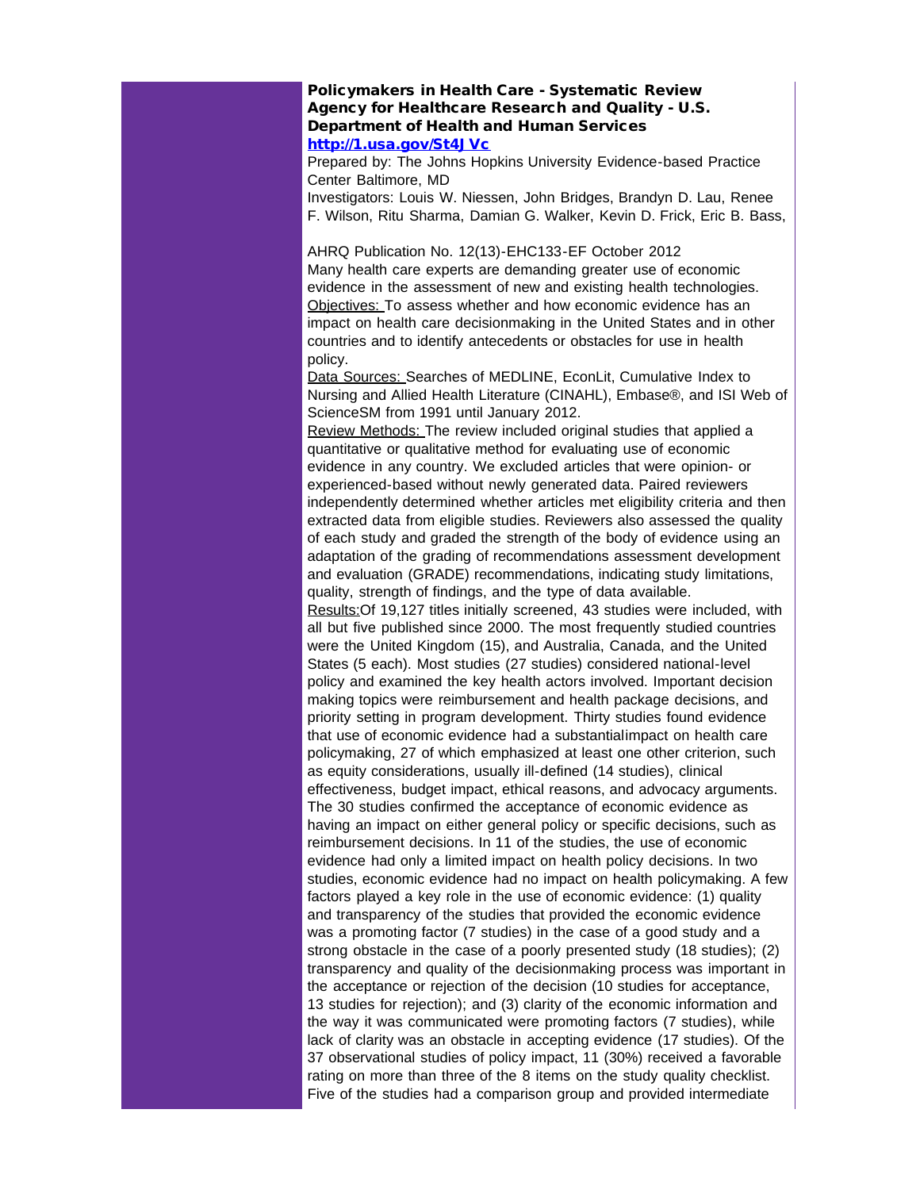**Policymakers in Health Care - Systematic Review**
**Agency for Healthcare Research and Quality - U.S. Department of Health and Human Services**
**http://1.usa.gov/St4JVc**

Prepared by: The Johns Hopkins University Evidence-based Practice Center Baltimore, MD

Investigators: Louis W. Niessen, John Bridges, Brandyn D. Lau, Renee F. Wilson, Ritu Sharma, Damian G. Walker, Kevin D. Frick, Eric B. Bass,

AHRQ Publication No. 12(13)-EHC133-EF October 2012

Many health care experts are demanding greater use of economic evidence in the assessment of new and existing health technologies.

Objectives: To assess whether and how economic evidence has an impact on health care decisionmaking in the United States and in other countries and to identify antecedents or obstacles for use in health policy.

Data Sources: Searches of MEDLINE, EconLit, Cumulative Index to Nursing and Allied Health Literature (CINAHL), Embase®, and ISI Web of ScienceSM from 1991 until January 2012.

Review Methods: The review included original studies that applied a quantitative or qualitative method for evaluating use of economic evidence in any country. We excluded articles that were opinion- or experienced-based without newly generated data. Paired reviewers independently determined whether articles met eligibility criteria and then extracted data from eligible studies. Reviewers also assessed the quality of each study and graded the strength of the body of evidence using an adaptation of the grading of recommendations assessment development and evaluation (GRADE) recommendations, indicating study limitations, quality, strength of findings, and the type of data available.

Results:Of 19,127 titles initially screened, 43 studies were included, with all but five published since 2000. The most frequently studied countries were the United Kingdom (15), and Australia, Canada, and the United States (5 each). Most studies (27 studies) considered national-level policy and examined the key health actors involved. Important decision making topics were reimbursement and health package decisions, and priority setting in program development. Thirty studies found evidence that use of economic evidence had a substantialimpact on health care policymaking, 27 of which emphasized at least one other criterion, such as equity considerations, usually ill-defined (14 studies), clinical effectiveness, budget impact, ethical reasons, and advocacy arguments. The 30 studies confirmed the acceptance of economic evidence as having an impact on either general policy or specific decisions, such as reimbursement decisions. In 11 of the studies, the use of economic evidence had only a limited impact on health policy decisions. In two studies, economic evidence had no impact on health policymaking. A few factors played a key role in the use of economic evidence: (1) quality and transparency of the studies that provided the economic evidence was a promoting factor (7 studies) in the case of a good study and a strong obstacle in the case of a poorly presented study (18 studies); (2) transparency and quality of the decisionmaking process was important in the acceptance or rejection of the decision (10 studies for acceptance, 13 studies for rejection); and (3) clarity of the economic information and the way it was communicated were promoting factors (7 studies), while lack of clarity was an obstacle in accepting evidence (17 studies). Of the 37 observational studies of policy impact, 11 (30%) received a favorable rating on more than three of the 8 items on the study quality checklist. Five of the studies had a comparison group and provided intermediate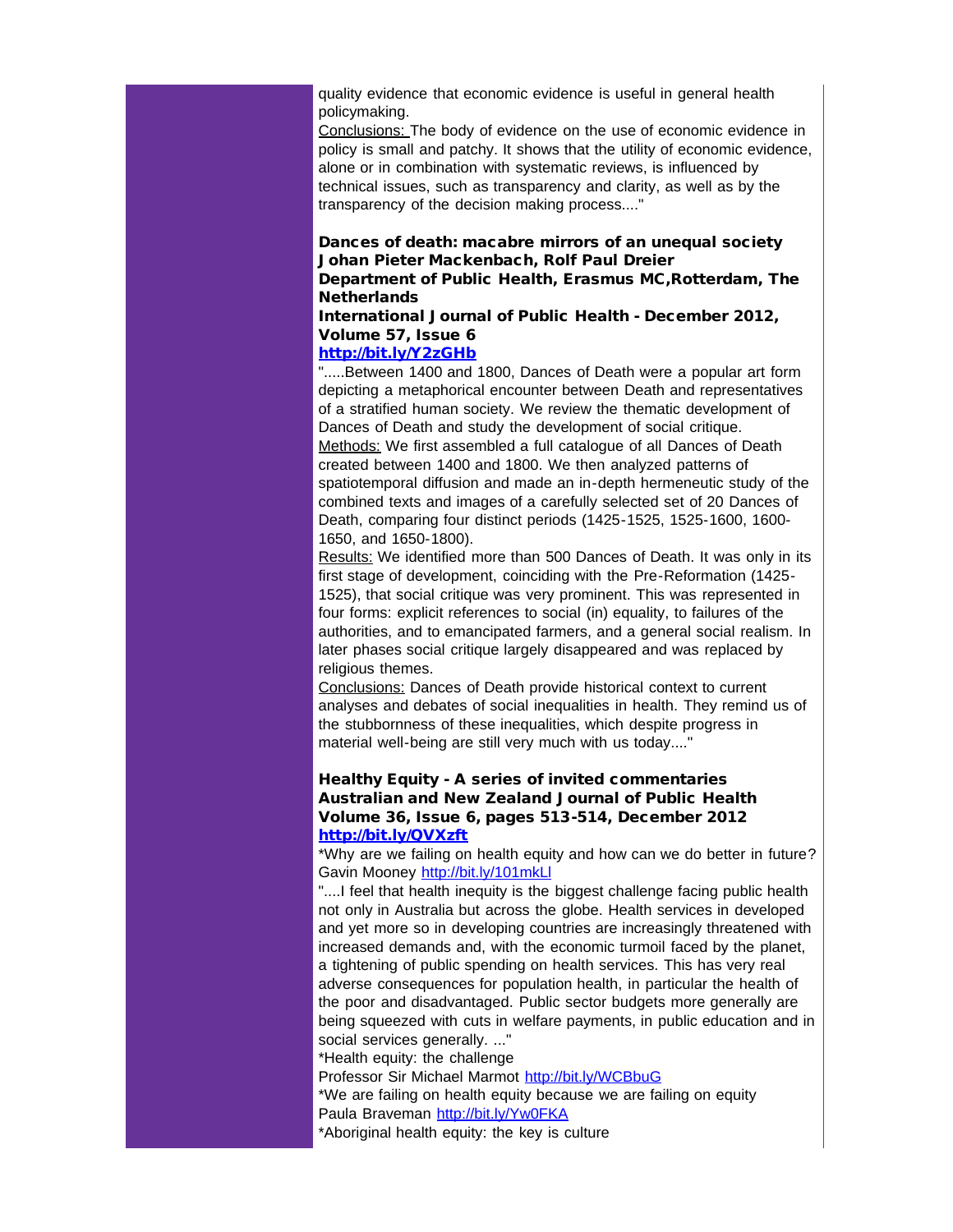quality evidence that economic evidence is useful in general health policymaking.

Conclusions: The body of evidence on the use of economic evidence in policy is small and patchy. It shows that the utility of economic evidence, alone or in combination with systematic reviews, is influenced by technical issues, such as transparency and clarity, as well as by the transparency of the decision making process...."

**Dances of death: macabre mirrors of an unequal society**
**Johan Pieter Mackenbach, Rolf Paul Dreier**
**Department of Public Health, Erasmus MC,Rotterdam, The Netherlands**
**International Journal of Public Health - December 2012, Volume 57, Issue 6**
**http://bit.ly/Y2zGHb**

".....Between 1400 and 1800, Dances of Death were a popular art form depicting a metaphorical encounter between Death and representatives of a stratified human society. We review the thematic development of Dances of Death and study the development of social critique.

Methods: We first assembled a full catalogue of all Dances of Death created between 1400 and 1800. We then analyzed patterns of spatiotemporal diffusion and made an in-depth hermeneutic study of the combined texts and images of a carefully selected set of 20 Dances of Death, comparing four distinct periods (1425-1525, 1525-1600, 1600-1650, and 1650-1800).

Results: We identified more than 500 Dances of Death. It was only in its first stage of development, coinciding with the Pre-Reformation (1425-1525), that social critique was very prominent. This was represented in four forms: explicit references to social (in) equality, to failures of the authorities, and to emancipated farmers, and a general social realism. In later phases social critique largely disappeared and was replaced by religious themes.

Conclusions: Dances of Death provide historical context to current analyses and debates of social inequalities in health. They remind us of the stubbornness of these inequalities, which despite progress in material well-being are still very much with us today...."

**Healthy Equity - A series of invited commentaries**
**Australian and New Zealand Journal of Public Health Volume 36, Issue 6, pages 513-514, December 2012**
**http://bit.ly/QVXzft**

*Why are we failing on health equity and how can we do better in future?
Gavin Mooney http://bit.ly/101mkLl

"....I feel that health inequity is the biggest challenge facing public health not only in Australia but across the globe. Health services in developed and yet more so in developing countries are increasingly threatened with increased demands and, with the economic turmoil faced by the planet, a tightening of public spending on health services. This has very real adverse consequences for population health, in particular the health of the poor and disadvantaged. Public sector budgets more generally are being squeezed with cuts in welfare payments, in public education and in social services generally. ..."

*Health equity: the challenge
Professor Sir Michael Marmot http://bit.ly/WCBbuG

*We are failing on health equity because we are failing on equity
Paula Braveman http://bit.ly/Yw0FKA

*Aboriginal health equity: the key is culture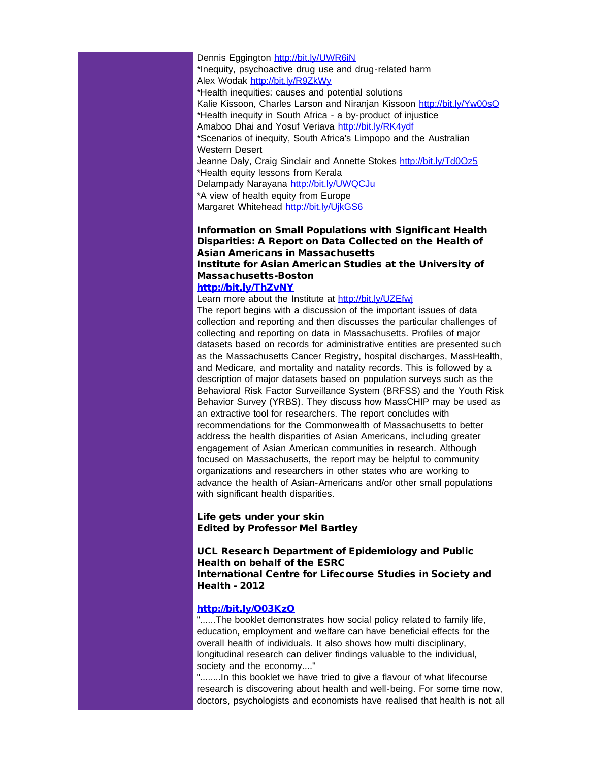Dennis Eggington http://bit.ly/UWR6iN
*Inequity, psychoactive drug use and drug-related harm
Alex Wodak http://bit.ly/R9ZkWy
*Health inequities: causes and potential solutions
Kalie Kissoon, Charles Larson and Niranjan Kissoon http://bit.ly/Yw00sO
*Health inequity in South Africa - a by-product of injustice
Amaboo Dhai and Yosuf Veriava http://bit.ly/RK4ydf
*Scenarios of inequity, South Africa's Limpopo and the Australian Western Desert
Jeanne Daly, Craig Sinclair and Annette Stokes http://bit.ly/Td0Oz5
*Health equity lessons from Kerala
Delampady Narayana http://bit.ly/UWQCJu
*A view of health equity from Europe
Margaret Whitehead http://bit.ly/UjkGS6

**Information on Small Populations with Significant Health Disparities: A Report on Data Collected on the Health of Asian Americans in Massachusetts**
**Institute for Asian American Studies at the University of Massachusetts-Boston**
**http://bit.ly/ThZvNY**

Learn more about the Institute at http://bit.ly/UZEfwj
The report begins with a discussion of the important issues of data collection and reporting and then discusses the particular challenges of collecting and reporting on data in Massachusetts. Profiles of major datasets based on records for administrative entities are presented such as the Massachusetts Cancer Registry, hospital discharges, MassHealth, and Medicare, and mortality and natality records. This is followed by a description of major datasets based on population surveys such as the Behavioral Risk Factor Surveillance System (BRFSS) and the Youth Risk Behavior Survey (YRBS). They discuss how MassCHIP may be used as an extractive tool for researchers. The report concludes with recommendations for the Commonwealth of Massachusetts to better address the health disparities of Asian Americans, including greater engagement of Asian American communities in research. Although focused on Massachusetts, the report may be helpful to community organizations and researchers in other states who are working to advance the health of Asian-Americans and/or other small populations with significant health disparities.

**Life gets under your skin**
**Edited by Professor Mel Bartley**

**UCL Research Department of Epidemiology and Public Health on behalf of the ESRC**
**International Centre for Lifecourse Studies in Society and Health - 2012**

**http://bit.ly/Q03KzQ**

"......The booklet demonstrates how social policy related to family life, education, employment and welfare can have beneficial effects for the overall health of individuals. It also shows how multi disciplinary, longitudinal research can deliver findings valuable to the individual, society and the economy...."

"........In this booklet we have tried to give a flavour of what lifecourse research is discovering about health and well-being. For some time now, doctors, psychologists and economists have realised that health is not all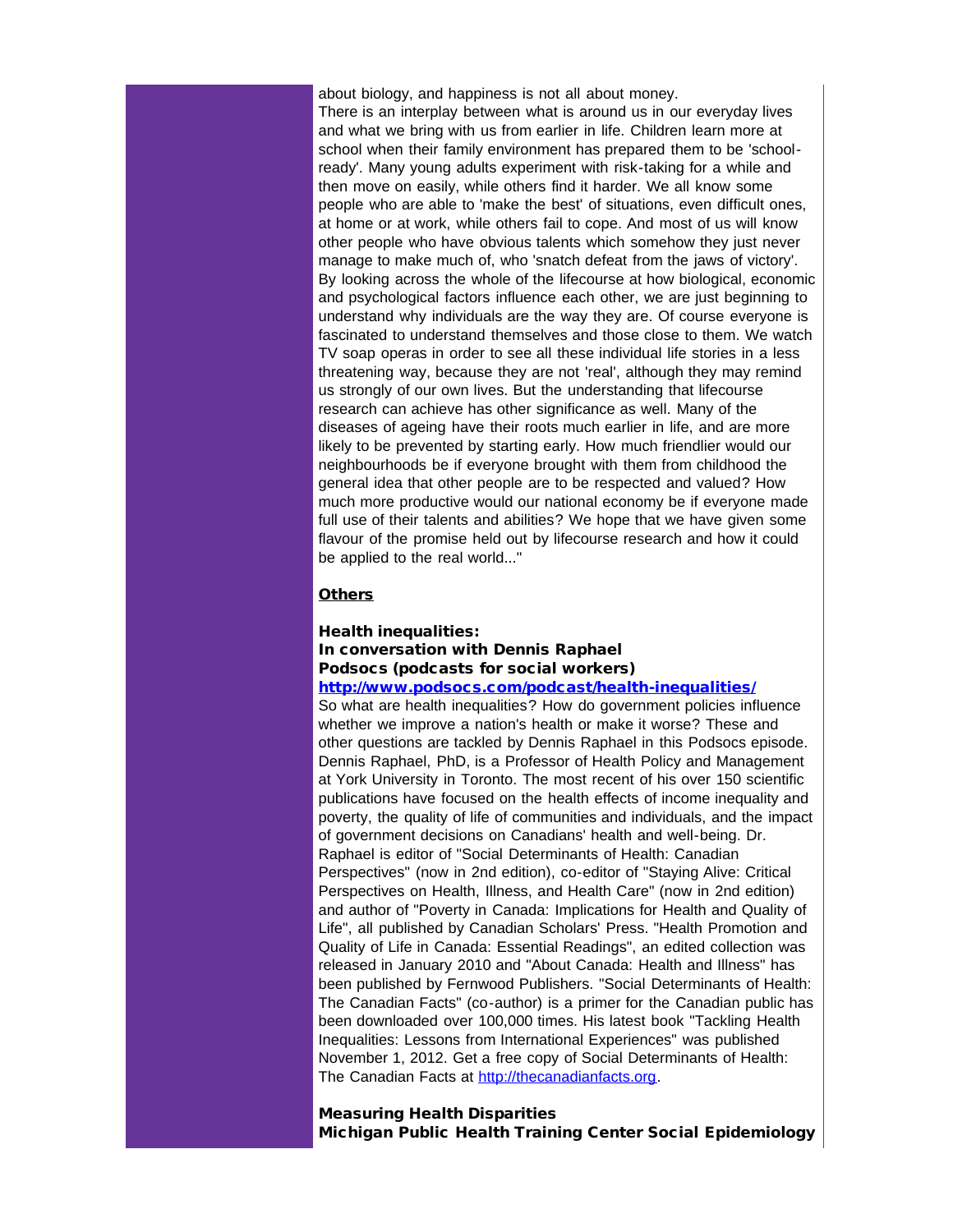about biology, and happiness is not all about money.

There is an interplay between what is around us in our everyday lives and what we bring with us from earlier in life. Children learn more at school when their family environment has prepared them to be 'school-ready'. Many young adults experiment with risk-taking for a while and then move on easily, while others find it harder. We all know some people who are able to 'make the best' of situations, even difficult ones, at home or at work, while others fail to cope. And most of us will know other people who have obvious talents which somehow they just never manage to make much of, who 'snatch defeat from the jaws of victory'. By looking across the whole of the lifecourse at how biological, economic and psychological factors influence each other, we are just beginning to understand why individuals are the way they are. Of course everyone is fascinated to understand themselves and those close to them. We watch TV soap operas in order to see all these individual life stories in a less threatening way, because they are not 'real', although they may remind us strongly of our own lives. But the understanding that lifecourse research can achieve has other significance as well. Many of the diseases of ageing have their roots much earlier in life, and are more likely to be prevented by starting early. How much friendlier would our neighbourhoods be if everyone brought with them from childhood the general idea that other people are to be respected and valued? How much more productive would our national economy be if everyone made full use of their talents and abilities? We hope that we have given some flavour of the promise held out by lifecourse research and how it could be applied to the real world..."

## Others

**Health inequalities:**
**In conversation with Dennis Raphael**
**Podsocs (podcasts for social workers)**
**http://www.podsocs.com/podcast/health-inequalities/**

So what are health inequalities? How do government policies influence whether we improve a nation's health or make it worse? These and other questions are tackled by Dennis Raphael in this Podsocs episode. Dennis Raphael, PhD, is a Professor of Health Policy and Management at York University in Toronto. The most recent of his over 150 scientific publications have focused on the health effects of income inequality and poverty, the quality of life of communities and individuals, and the impact of government decisions on Canadians' health and well-being. Dr. Raphael is editor of "Social Determinants of Health: Canadian Perspectives" (now in 2nd edition), co-editor of "Staying Alive: Critical Perspectives on Health, Illness, and Health Care" (now in 2nd edition) and author of "Poverty in Canada: Implications for Health and Quality of Life", all published by Canadian Scholars' Press. "Health Promotion and Quality of Life in Canada: Essential Readings", an edited collection was released in January 2010 and "About Canada: Health and Illness" has been published by Fernwood Publishers. "Social Determinants of Health: The Canadian Facts" (co-author) is a primer for the Canadian public has been downloaded over 100,000 times. His latest book "Tackling Health Inequalities: Lessons from International Experiences" was published November 1, 2012. Get a free copy of Social Determinants of Health: The Canadian Facts at http://thecanadianfacts.org.

**Measuring Health Disparities**
**Michigan Public Health Training Center Social Epidemiology**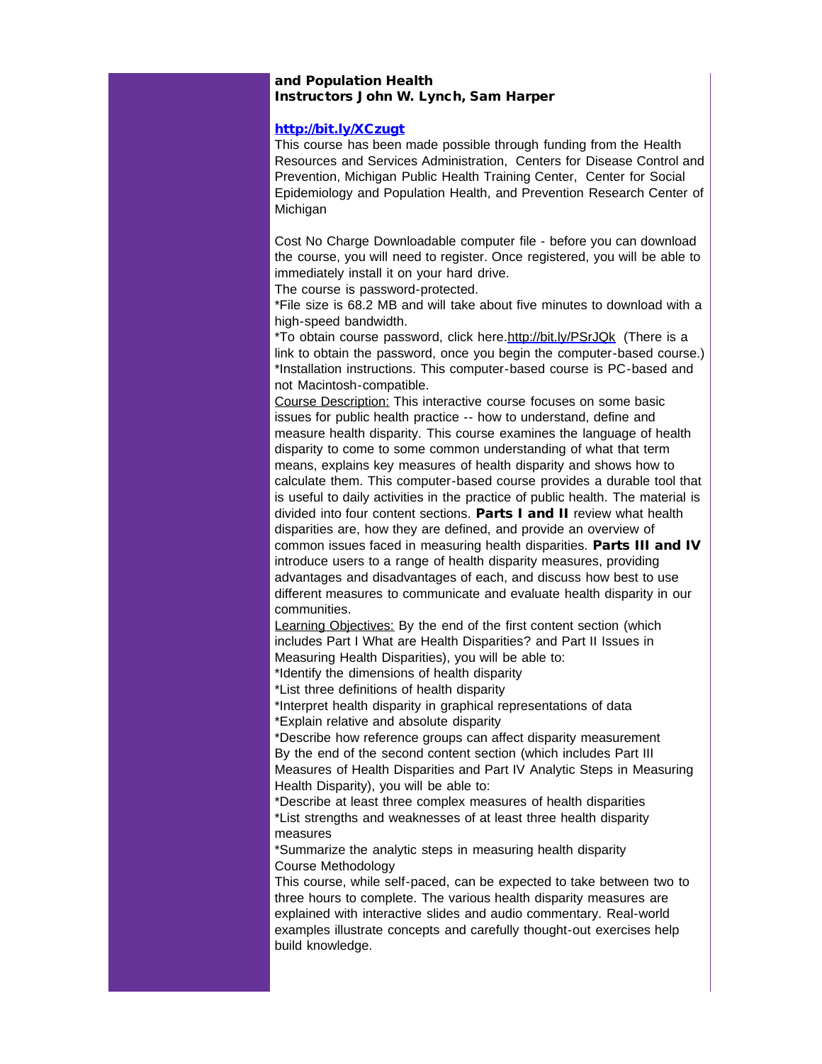**and Population Health**
**Instructors John W. Lynch, Sam Harper**

**http://bit.ly/XCzugt**
This course has been made possible through funding from the Health Resources and Services Administration, Centers for Disease Control and Prevention, Michigan Public Health Training Center, Center for Social Epidemiology and Population Health, and Prevention Research Center of Michigan

Cost No Charge Downloadable computer file - before you can download the course, you will need to register. Once registered, you will be able to immediately install it on your hard drive.
The course is password-protected.
*File size is 68.2 MB and will take about five minutes to download with a high-speed bandwidth.
*To obtain course password, click here.http://bit.ly/PSrJQk (There is a link to obtain the password, once you begin the computer-based course.)
*Installation instructions. This computer-based course is PC-based and not Macintosh-compatible.
Course Description: This interactive course focuses on some basic issues for public health practice -- how to understand, define and measure health disparity. This course examines the language of health disparity to come to some common understanding of what that term means, explains key measures of health disparity and shows how to calculate them. This computer-based course provides a durable tool that is useful to daily activities in the practice of public health. The material is divided into four content sections. **Parts I and II** review what health disparities are, how they are defined, and provide an overview of common issues faced in measuring health disparities. **Parts III and IV** introduce users to a range of health disparity measures, providing advantages and disadvantages of each, and discuss how best to use different measures to communicate and evaluate health disparity in our communities.
Learning Objectives: By the end of the first content section (which includes Part I What are Health Disparities? and Part II Issues in Measuring Health Disparities), you will be able to:
*Identify the dimensions of health disparity
*List three definitions of health disparity
*Interpret health disparity in graphical representations of data
*Explain relative and absolute disparity
*Describe how reference groups can affect disparity measurement
By the end of the second content section (which includes Part III Measures of Health Disparities and Part IV Analytic Steps in Measuring Health Disparity), you will be able to:
*Describe at least three complex measures of health disparities
*List strengths and weaknesses of at least three health disparity measures
*Summarize the analytic steps in measuring health disparity
Course Methodology
This course, while self-paced, can be expected to take between two to three hours to complete. The various health disparity measures are explained with interactive slides and audio commentary. Real-world examples illustrate concepts and carefully thought-out exercises help build knowledge.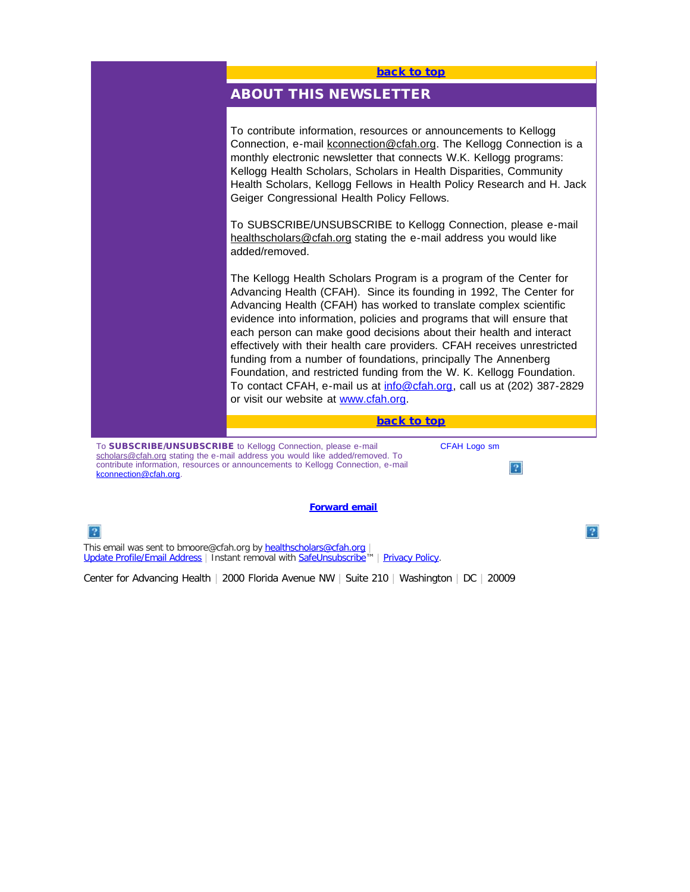**back to top**

## ABOUT THIS NEWSLETTER

To contribute information, resources or announcements to Kellogg Connection, e-mail kconnection@cfah.org. The Kellogg Connection is a monthly electronic newsletter that connects W.K. Kellogg programs: Kellogg Health Scholars, Scholars in Health Disparities, Community Health Scholars, Kellogg Fellows in Health Policy Research and H. Jack Geiger Congressional Health Policy Fellows.

To SUBSCRIBE/UNSUBSCRIBE to Kellogg Connection, please e-mail healthscholars@cfah.org stating the e-mail address you would like added/removed.

The Kellogg Health Scholars Program is a program of the Center for Advancing Health (CFAH). Since its founding in 1992, The Center for Advancing Health (CFAH) has worked to translate complex scientific evidence into information, policies and programs that will ensure that each person can make good decisions about their health and interact effectively with their health care providers. CFAH receives unrestricted funding from a number of foundations, principally The Annenberg Foundation, and restricted funding from the W. K. Kellogg Foundation. To contact CFAH, e-mail us at info@cfah.org, call us at (202) 387-2829 or visit our website at www.cfah.org.

**back to top**

To **SUBSCRIBE/UNSUBSCRIBE** to Kellogg Connection, please e-mail scholars@cfah.org stating the e-mail address you would like added/removed. To contribute information, resources or announcements to Kellogg Connection, e-mail kconnection@cfah.org.

CFAH Logo sm

**Forward email**

This email was sent to bmoore@cfah.org by healthscholars@cfah.org | Update Profile/Email Address | Instant removal with SafeUnsubscribe™ | Privacy Policy.

Center for Advancing Health | 2000 Florida Avenue NW | Suite 210 | Washington | DC | 20009